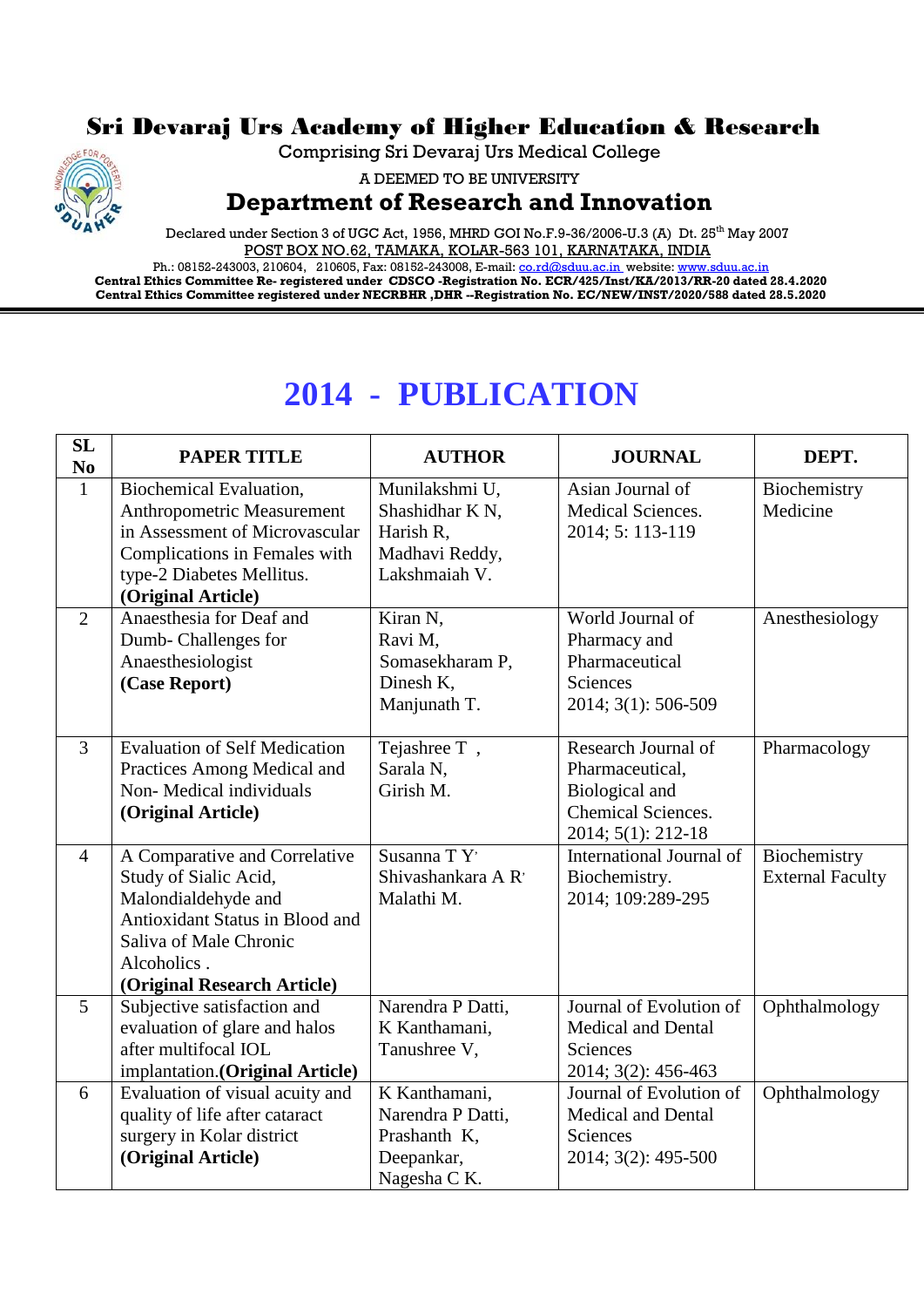# Sri Devaraj Urs Academy of Higher Education & Research

Comprising Sri Devaraj Urs Medical College

A DEEMED TO BE UNIVERSITY

## Department of Research and Innovation

Declared under Section 3 of UGC Act, 1956, MHRD GOI No.F.9-36/2006-U.3 (A) Dt. 25th May 2007

POST BOX NO.62, TAMAKA, KOLAR-563 101, KARNATAKA, INDIA

Ph.: 08152-243003, 210604, 210605, Fax: 08152-243008, E-mail: co.rd@sduu.ac.in website: www.sduu.ac.in

**Central Ethics Committee Re- registered under CDSCO -Registration No. ECR/425/Inst/KA/2013/RR-20 dated 28.4.2020**

**Central Ethics Committee registered under NECRBHR ,DHR --Registration No. EC/NEW/INST/2020/588 dated 28.5.2020**

# 2014 - PUBLICATION

| SL No | PAPER TITLE | AUTHOR | JOURNAL | DEPT. |
|---|---|---|---|---|
| 1 | Biochemical Evaluation, Anthropometric Measurement in Assessment of Microvascular Complications in Females with type-2 Diabetes Mellitus. **(Original Article)** | Munilakshmi U, Shashidhar K N, Harish R, Madhavi Reddy, Lakshmaiah V. | Asian Journal of Medical Sciences. 2014; 5: 113-119 | Biochemistry Medicine |
| 2 | Anaesthesia for Deaf and Dumb- Challenges for Anaesthesiologist **(Case Report)** | Kiran N, Ravi M, Somasekharam P, Dinesh K, Manjunath T. | World Journal of Pharmacy and Pharmaceutical Sciences 2014; 3(1): 506-509 | Anesthesiology |
| 3 | Evaluation of Self Medication Practices Among Medical and Non- Medical individuals **(Original Article)** | Tejashree T , Sarala N, Girish M. | Research Journal of Pharmaceutical, Biological and Chemical Sciences. 2014; 5(1): 212-18 | Pharmacology |
| 4 | A Comparative and Correlative Study of Sialic Acid, Malondialdehyde and Antioxidant Status in Blood and Saliva of Male Chronic Alcoholics . **(Original Research Article)** | Susanna T Y, Shivashankara A R, Malathi M. | International Journal of Biochemistry. 2014; 109:289-295 | Biochemistry External Faculty |
| 5 | Subjective satisfaction and evaluation of glare and halos after multifocal IOL implantation.**(Original Article)** | Narendra P Datti, K Kanthamani, Tanushree V, | Journal of Evolution of Medical and Dental Sciences 2014; 3(2): 456-463 | Ophthalmology |
| 6 | Evaluation of visual acuity and quality of life after cataract surgery in Kolar district **(Original Article)** | K Kanthamani, Narendra P Datti, Prashanth K, Deepankar, Nagesha C K. | Journal of Evolution of Medical and Dental Sciences 2014; 3(2): 495-500 | Ophthalmology |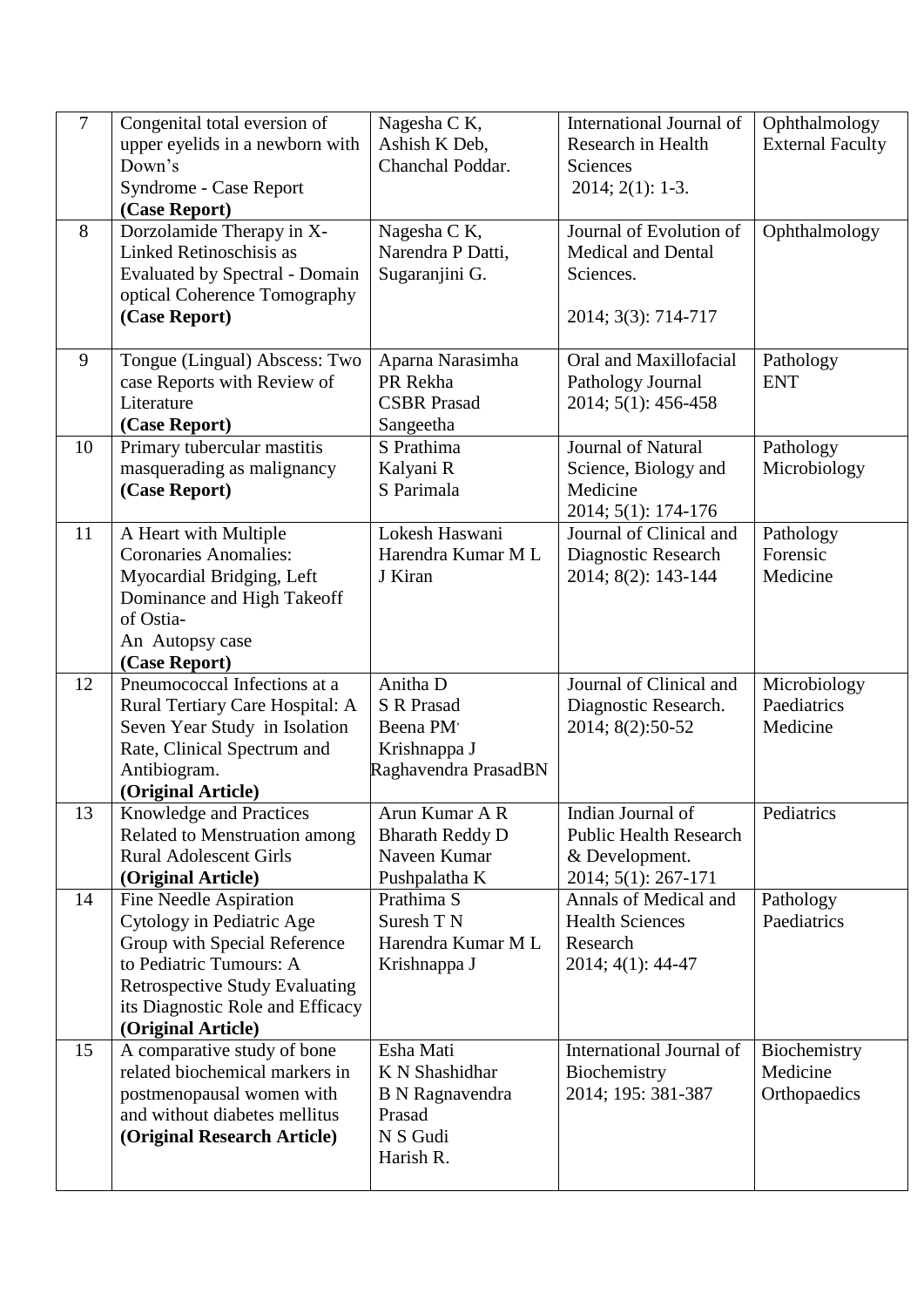| 7 | Congenital total eversion of upper eyelids in a newborn with Down's Syndrome - Case Report **(Case Report)** | Nagesha C K, Ashish K Deb, Chanchal Poddar. | International Journal of Research in Health Sciences 2014; 2(1): 1-3. | Ophthalmology External Faculty |
|---|---|---|---|---|
| 8 | Dorzolamide Therapy in X-Linked Retinoschisis as Evaluated by Spectral - Domain optical Coherence Tomography **(Case Report)** | Nagesha C K, Narendra P Datti, Sugaranjini G. | Journal of Evolution of Medical and Dental Sciences. 2014; 3(3): 714-717 | Ophthalmology |
| 9 | Tongue (Lingual) Abscess: Two case Reports with Review of Literature **(Case Report)** | Aparna Narasimha PR Rekha CSBR Prasad Sangeetha | Oral and Maxillofacial Pathology Journal 2014; 5(1): 456-458 | Pathology ENT |
| 10 | Primary tubercular mastitis masquerading as malignancy **(Case Report)** | S Prathima Kalyani R S Parimala | Journal of Natural Science, Biology and Medicine 2014; 5(1): 174-176 | Pathology Microbiology |
| 11 | A Heart with Multiple Coronaries Anomalies: Myocardial Bridging, Left Dominance and High Takeoff of Ostia- An Autopsy case **(Case Report)** | Lokesh Haswani Harendra Kumar M L J Kiran | Journal of Clinical and Diagnostic Research 2014; 8(2): 143-144 | Pathology Forensic Medicine |
| 12 | Pneumococcal Infections at a Rural Tertiary Care Hospital: A Seven Year Study in Isolation Rate, Clinical Spectrum and Antibiogram. **(Original Article)** | Anitha D S R Prasad Beena PM' Krishnappa J Raghavendra PrasadBN | Journal of Clinical and Diagnostic Research. 2014; 8(2):50-52 | Microbiology Paediatrics Medicine |
| 13 | Knowledge and Practices Related to Menstruation among Rural Adolescent Girls **(Original Article)** | Arun Kumar A R Bharath Reddy D Naveen Kumar Pushpalatha K | Indian Journal of Public Health Research & Development. 2014; 5(1): 267-171 | Pediatrics |
| 14 | Fine Needle Aspiration Cytology in Pediatric Age Group with Special Reference to Pediatric Tumours: A Retrospective Study Evaluating its Diagnostic Role and Efficacy **(Original Article)** | Prathima S Suresh T N Harendra Kumar M L Krishnappa J | Annals of Medical and Health Sciences Research 2014; 4(1): 44-47 | Pathology Paediatrics |
| 15 | A comparative study of bone related biochemical markers in postmenopausal women with and without diabetes mellitus **(Original Research Article)** | Esha Mati K N Shashidhar B N Ragnavendra Prasad N S Gudi Harish R. | International Journal of Biochemistry 2014; 195: 381-387 | Biochemistry Medicine Orthopaedics |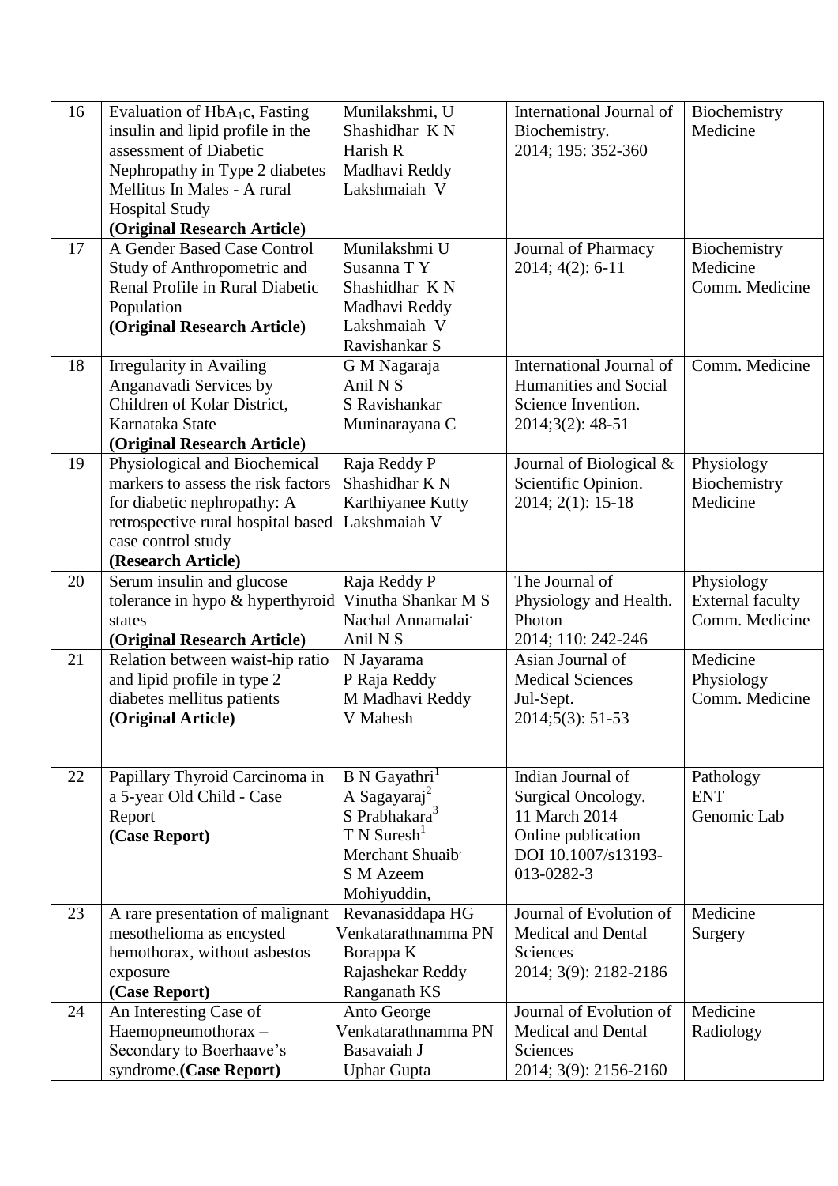| 16 | Evaluation of $HbA_1c$, Fasting insulin and lipid profile in the assessment of Diabetic Nephropathy in Type 2 diabetes Mellitus In Males - A rural Hospital Study **(Original Research Article)** | Munilakshmi, U<br>Shashidhar K N<br>Harish R<br>Madhavi Reddy<br>Lakshmaiah V | International Journal of Biochemistry.<br>2014; 195: 352-360 | Biochemistry<br>Medicine |
|---|---|---|---|---|
| 17 | A Gender Based Case Control Study of Anthropometric and Renal Profile in Rural Diabetic Population **(Original Research Article)** | Munilakshmi U<br>Susanna T Y<br>Shashidhar K N<br>Madhavi Reddy<br>Lakshmaiah V<br>Ravishankar S | Journal of Pharmacy<br>2014; 4(2): 6-11 | Biochemistry<br>Medicine<br>Comm. Medicine |
| 18 | Irregularity in Availing Anganavadi Services by Children of Kolar District, Karnataka State **(Original Research Article)** | G M Nagaraja<br>Anil N S<br>S Ravishankar<br>Muninarayana C | International Journal of Humanities and Social Science Invention.<br>2014;3(2): 48-51 | Comm. Medicine |
| 19 | Physiological and Biochemical markers to assess the risk factors for diabetic nephropathy: A retrospective rural hospital based case control study **(Research Article)** | Raja Reddy P<br>Shashidhar K N<br>Karthiyanee Kutty<br>Lakshmaiah V | Journal of Biological & Scientific Opinion.<br>2014; 2(1): 15-18 | Physiology<br>Biochemistry<br>Medicine |
| 20 | Serum insulin and glucose tolerance in hypo & hyperthyroid states **(Original Research Article)** | Raja Reddy P<br>Vinutha Shankar M S<br>Nachal Annamalai<br>Anil N S | The Journal of Physiology and Health. Photon<br>2014; 110: 242-246 | Physiology<br>External faculty<br>Comm. Medicine |
| 21 | Relation between waist-hip ratio and lipid profile in type 2 diabetes mellitus patients **(Original Article)** | N Jayarama<br>P Raja Reddy<br>M Madhavi Reddy<br>V Mahesh | Asian Journal of Medical Sciences<br>Jul-Sept.<br>2014;5(3): 51-53 | Medicine<br>Physiology<br>Comm. Medicine |
| 22 | Papillary Thyroid Carcinoma in a 5-year Old Child - Case Report **(Case Report)** | B N Gayathri[1]<br>A Sagayaraj[2]<br>S Prabhakara[3]<br>T N Suresh[1]<br>Merchant Shuaib<br>S M Azeem Mohiyuddin, | Indian Journal of Surgical Oncology.<br>11 March 2014<br>Online publication<br>DOI 10.1007/s13193-013-0282-3 | Pathology<br>ENT<br>Genomic Lab |
| 23 | A rare presentation of malignant mesothelioma as encysted hemothorax, without asbestos exposure **(Case Report)** | Revanasiddapa HG<br>Venkatarathnamma PN<br>Borappa K<br>Rajashekar Reddy<br>Ranganath KS | Journal of Evolution of Medical and Dental Sciences<br>2014; 3(9): 2182-2186 | Medicine<br>Surgery |
| 24 | An Interesting Case of Haemopneumothorax – Secondary to Boerhaave's syndrome.**(Case Report)** | Anto George<br>Venkatarathnamma PN<br>Basavaiah J<br>Uphar Gupta | Journal of Evolution of Medical and Dental Sciences<br>2014; 3(9): 2156-2160 | Medicine<br>Radiology |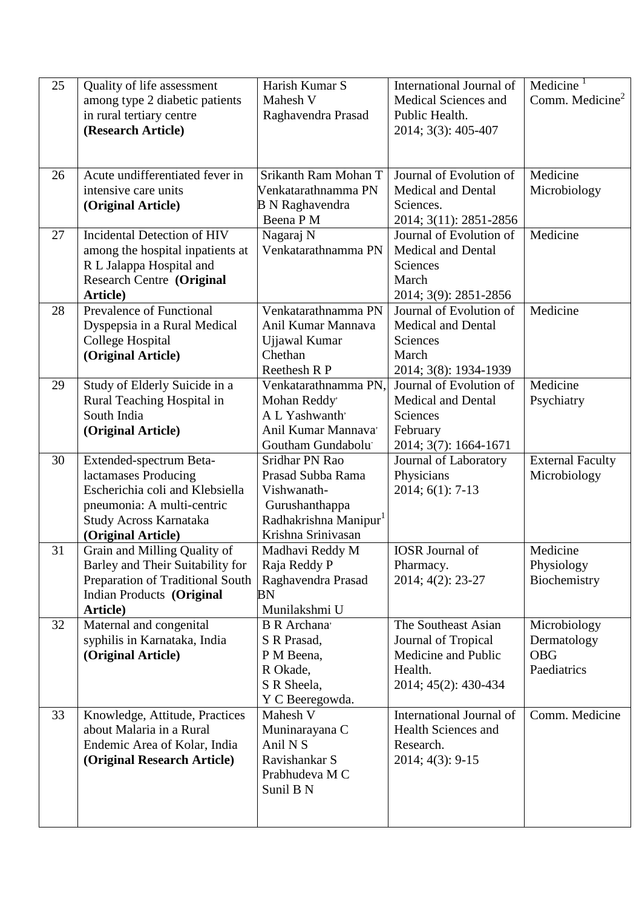| 25 | Quality of life assessment among type 2 diabetic patients in rural tertiary centre **(Research Article)** | Harish Kumar S<br>Mahesh V<br>Raghavendra Prasad | International Journal of Medical Sciences and Public Health.<br>2014; 3(3): 405-407 | Medicine [1]<br>Comm. Medicine[2] |
|---|---|---|---|---|
| 26 | Acute undifferentiated fever in intensive care units **(Original Article)** | Srikanth Ram Mohan T<br>Venkatarathnamma PN<br>B N Raghavendra<br>Beena P M | Journal of Evolution of Medical and Dental Sciences.<br>2014; 3(11): 2851-2856 | Medicine<br>Microbiology |
| 27 | Incidental Detection of HIV among the hospital inpatients at R L Jalappa Hospital and Research Centre **(Original Article)** | Nagaraj N<br>Venkatarathnamma PN | Journal of Evolution of Medical and Dental Sciences<br>March<br>2014; 3(9): 2851-2856 | Medicine |
| 28 | Prevalence of Functional Dyspepsia in a Rural Medical College Hospital **(Original Article)** | Venkatarathnamma PN<br>Anil Kumar Mannava<br>Ujjawal Kumar<br>Chethan<br>Reethesh R P | Journal of Evolution of Medical and Dental Sciences<br>March<br>2014; 3(8): 1934-1939 | Medicine |
| 29 | Study of Elderly Suicide in a Rural Teaching Hospital in South India **(Original Article)** | Venkatarathnamma PN,<br>Mohan Reddy,<br>A L Yashwanth,<br>Anil Kumar Mannava,<br>Goutham Gundabolu. | Journal of Evolution of Medical and Dental Sciences<br>February<br>2014; 3(7): 1664-1671 | Medicine<br>Psychiatry |
| 30 | Extended-spectrum Beta-lactamases Producing Escherichia coli and Klebsiella pneumonia: A multi-centric Study Across Karnataka **(Original Article)** | Sridhar PN Rao<br>Prasad Subba Rama<br>Vishwanath-<br>Gurushanthappa<br>Radhakrishna Manipur[1]<br>Krishna Srinivasan | Journal of Laboratory Physicians<br>2014; 6(1): 7-13 | External Faculty<br>Microbiology |
| 31 | Grain and Milling Quality of Barley and Their Suitability for Preparation of Traditional South Indian Products **(Original Article)** | Madhavi Reddy M<br>Raja Reddy P<br>Raghavendra Prasad BN<br>Munilakshmi U | IOSR Journal of Pharmacy.<br>2014; 4(2): 23-27 | Medicine<br>Physiology<br>Biochemistry |
| 32 | Maternal and congenital syphilis in Karnataka, India **(Original Article)** | B R Archana,<br>S R Prasad,<br>P M Beena,<br>R Okade,<br>S R Sheela,<br>Y C Beeregowda. | The Southeast Asian Journal of Tropical Medicine and Public Health.<br>2014; 45(2): 430-434 | Microbiology<br>Dermatology<br>OBG<br>Paediatrics |
| 33 | Knowledge, Attitude, Practices about Malaria in a Rural Endemic Area of Kolar, India **(Original Research Article)** | Mahesh V<br>Muninarayana C<br>Anil N S<br>Ravishankar S<br>Prabhudeva M C<br>Sunil B N | International Journal of Health Sciences and Research.<br>2014; 4(3): 9-15 | Comm. Medicine |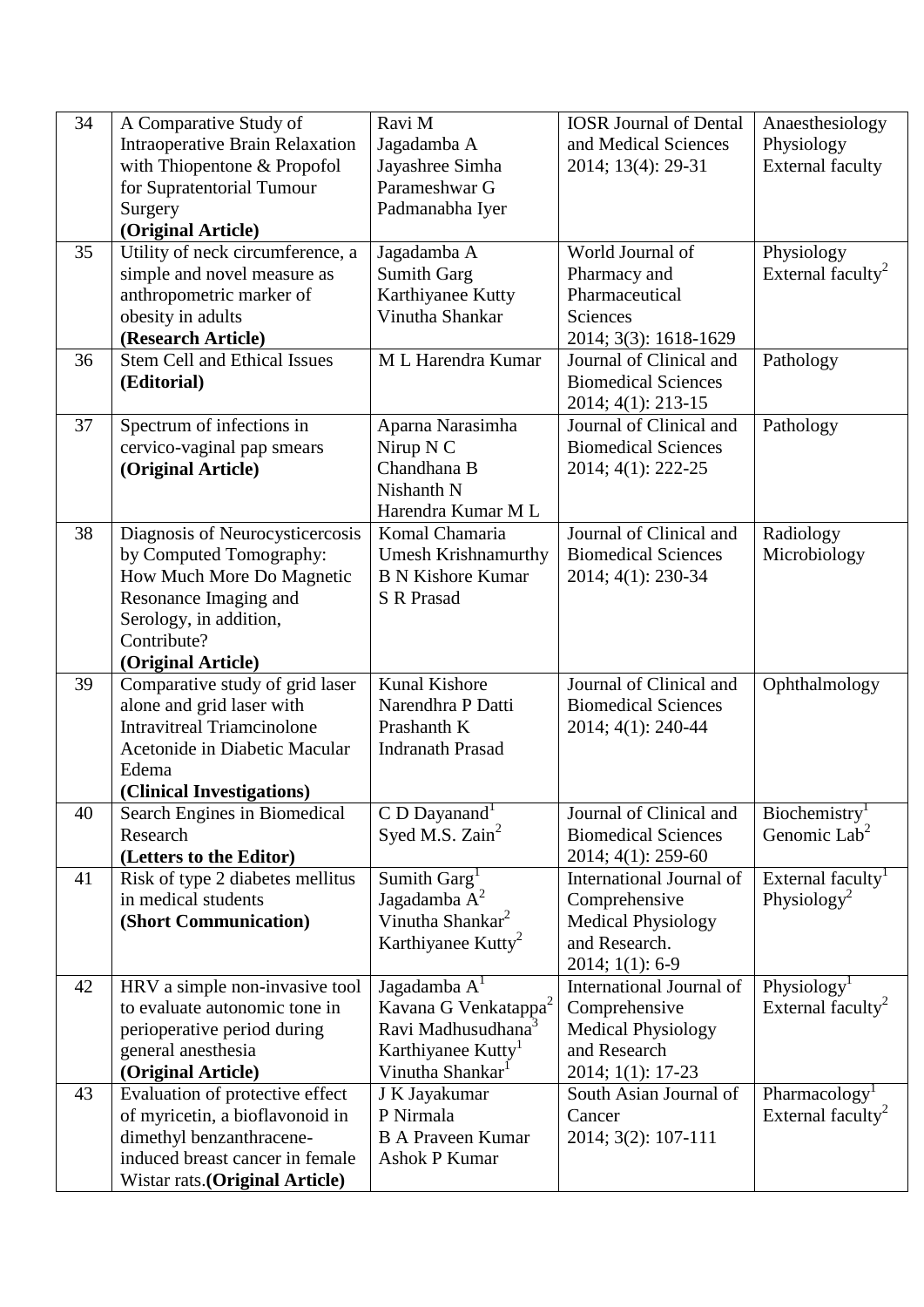| 34 | A Comparative Study of Intraoperative Brain Relaxation with Thiopentone & Propofol for Supratentorial Tumour Surgery **(Original Article)** | Ravi M<br>Jagadamba A<br>Jayashree Simha<br>Parameshwar G<br>Padmanabha Iyer | IOSR Journal of Dental and Medical Sciences 2014; 13(4): 29-31 | Anaesthesiology<br>Physiology<br>External faculty |
|---|---|---|---|---|
| 35 | Utility of neck circumference, a simple and novel measure as anthropometric marker of obesity in adults **(Research Article)** | Jagadamba A<br>Sumith Garg<br>Karthiyanee Kutty<br>Vinutha Shankar | World Journal of Pharmacy and Pharmaceutical Sciences 2014; 3(3): 1618-1629 | Physiology<br>External faculty[2] |
| 36 | Stem Cell and Ethical Issues **(Editorial)** | M L Harendra Kumar | Journal of Clinical and Biomedical Sciences 2014; 4(1): 213-15 | Pathology |
| 37 | Spectrum of infections in cervico-vaginal pap smears **(Original Article)** | Aparna Narasimha<br>Nirup N C<br>Chandhana B<br>Nishanth N<br>Harendra Kumar M L | Journal of Clinical and Biomedical Sciences 2014; 4(1): 222-25 | Pathology |
| 38 | Diagnosis of Neurocysticercosis by Computed Tomography: How Much More Do Magnetic Resonance Imaging and Serology, in addition, Contribute? **(Original Article)** | Komal Chamaria<br>Umesh Krishnamurthy<br>B N Kishore Kumar<br>S R Prasad | Journal of Clinical and Biomedical Sciences 2014; 4(1): 230-34 | Radiology<br>Microbiology |
| 39 | Comparative study of grid laser alone and grid laser with Intravitreal Triamcinolone Acetonide in Diabetic Macular Edema **(Clinical Investigations)** | Kunal Kishore<br>Narendhra P Datti<br>Prashanth K<br>Indranath Prasad | Journal of Clinical and Biomedical Sciences 2014; 4(1): 240-44 | Ophthalmology |
| 40 | Search Engines in Biomedical Research **(Letters to the Editor)** | C D Dayanand[1]<br>Syed M.S. Zain[2] | Journal of Clinical and Biomedical Sciences 2014; 4(1): 259-60 | Biochemistry[1]<br>Genomic Lab[2] |
| 41 | Risk of type 2 diabetes mellitus in medical students **(Short Communication)** | Sumith Garg[1]<br>Jagadamba A[2]<br>Vinutha Shankar[2]<br>Karthiyanee Kutty[2] | International Journal of Comprehensive Medical Physiology and Research. 2014; 1(1): 6-9 | External faculty[1]<br>Physiology[2] |
| 42 | HRV a simple non-invasive tool to evaluate autonomic tone in perioperative period during general anesthesia **(Original Article)** | Jagadamba A[1]<br>Kavana G Venkatappa[2]<br>Ravi Madhusudhana[3]<br>Karthiyanee Kutty[1]<br>Vinutha Shankar[1] | International Journal of Comprehensive Medical Physiology and Research 2014; 1(1): 17-23 | Physiology[1]<br>External faculty[2] |
| 43 | Evaluation of protective effect of myricetin, a bioflavonoid in dimethyl benzanthracene-induced breast cancer in female Wistar rats. **(Original Article)** | J K Jayakumar<br>P Nirmala<br>B A Praveen Kumar<br>Ashok P Kumar | South Asian Journal of Cancer 2014; 3(2): 107-111 | Pharmacology[1]<br>External faculty[2] |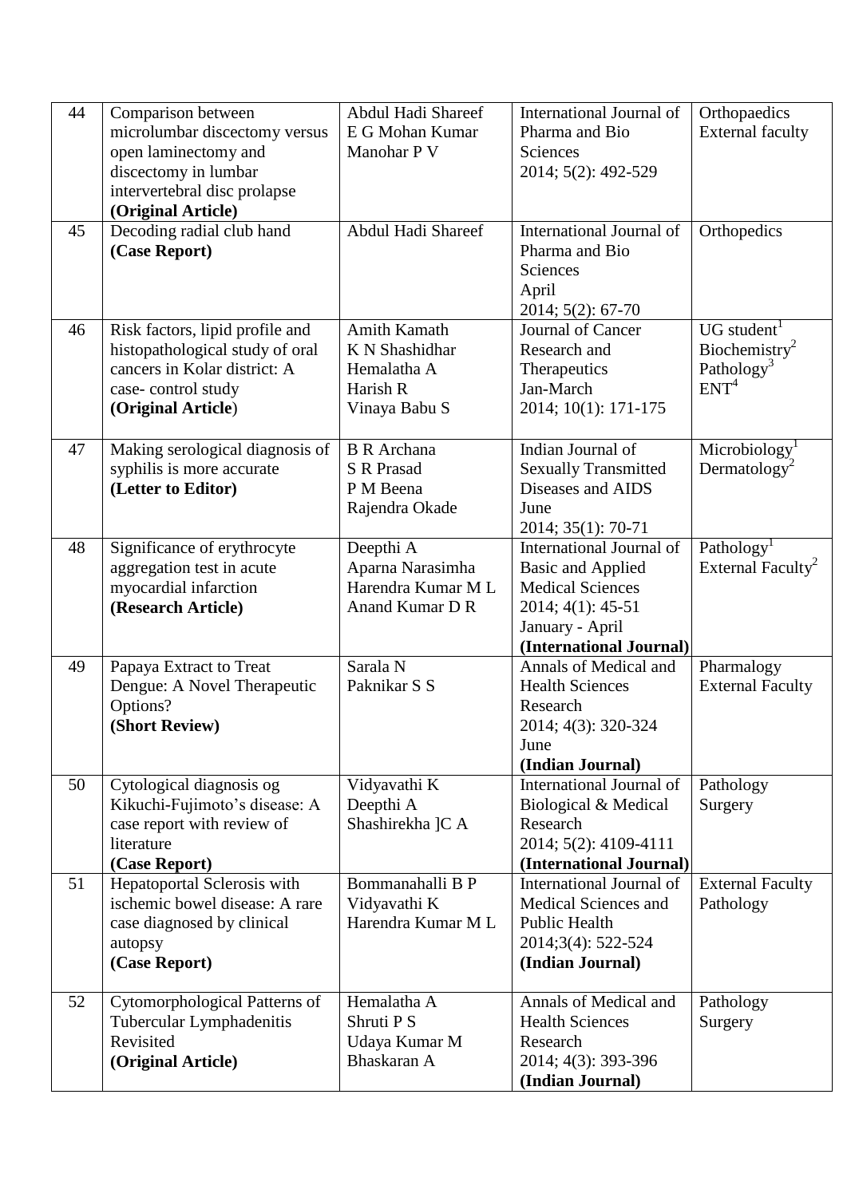| 44 | Comparison between microlumbar discectomy versus open laminectomy and discectomy in lumbar intervertebral disc prolapse **(Original Article)** | Abdul Hadi Shareef<br>E G Mohan Kumar<br>Manohar P V | International Journal of Pharma and Bio Sciences<br>2014; 5(2): 492-529 | Orthopaedics<br>External faculty |
|---|---|---|---|---|
| 45 | Decoding radial club hand **(Case Report)** | Abdul Hadi Shareef | International Journal of Pharma and Bio Sciences<br>April<br>2014; 5(2): 67-70 | Orthopedics |
| 46 | Risk factors, lipid profile and histopathological study of oral cancers in Kolar district: A case- control study **(Original Article)** | Amith Kamath<br>K N Shashidhar<br>Hemalatha A<br>Harish R<br>Vinaya Babu S | Journal of Cancer Research and Therapeutics<br>Jan-March<br>2014; 10(1): 171-175 | UG student[1]<br>Biochemistry[2]<br>Pathology[3]<br>ENT[4] |
| 47 | Making serological diagnosis of syphilis is more accurate **(Letter to Editor)** | B R Archana<br>S R Prasad<br>P M Beena<br>Rajendra Okade | Indian Journal of Sexually Transmitted Diseases and AIDS<br>June<br>2014; 35(1): 70-71 | Microbiology[1]<br>Dermatology[2] |
| 48 | Significance of erythrocyte aggregation test in acute myocardial infarction **(Research Article)** | Deepthi A<br>Aparna Narasimha<br>Harendra Kumar M L<br>Anand Kumar D R | International Journal of Basic and Applied Medical Sciences<br>2014; 4(1): 45-51<br>January - April<br>**(International Journal)** | Pathology[1]<br>External Faculty[2] |
| 49 | Papaya Extract to Treat Dengue: A Novel Therapeutic Options? **(Short Review)** | Sarala N<br>Paknikar S S | Annals of Medical and Health Sciences Research<br>2014; 4(3): 320-324<br>June<br>**(Indian Journal)** | Pharmalogy<br>External Faculty |
| 50 | Cytological diagnosis og Kikuchi-Fujimoto's disease: A case report with review of literature **(Case Report)** | Vidyavathi K<br>Deepthi A<br>Shashirekha ]C A | International Journal of Biological & Medical Research<br>2014; 5(2): 4109-4111<br>**(International Journal)** | Pathology<br>Surgery |
| 51 | Hepatoportal Sclerosis with ischemic bowel disease: A rare case diagnosed by clinical autopsy **(Case Report)** | Bommanahalli B P<br>Vidyavathi K<br>Harendra Kumar M L | International Journal of Medical Sciences and Public Health<br>2014;3(4): 522-524<br>**(Indian Journal)** | External Faculty<br>Pathology |
| 52 | Cytomorphological Patterns of Tubercular Lymphadenitis Revisited **(Original Article)** | Hemalatha A<br>Shruti P S<br>Udaya Kumar M<br>Bhaskaran A | Annals of Medical and Health Sciences Research<br>2014; 4(3): 393-396<br>**(Indian Journal)** | Pathology<br>Surgery |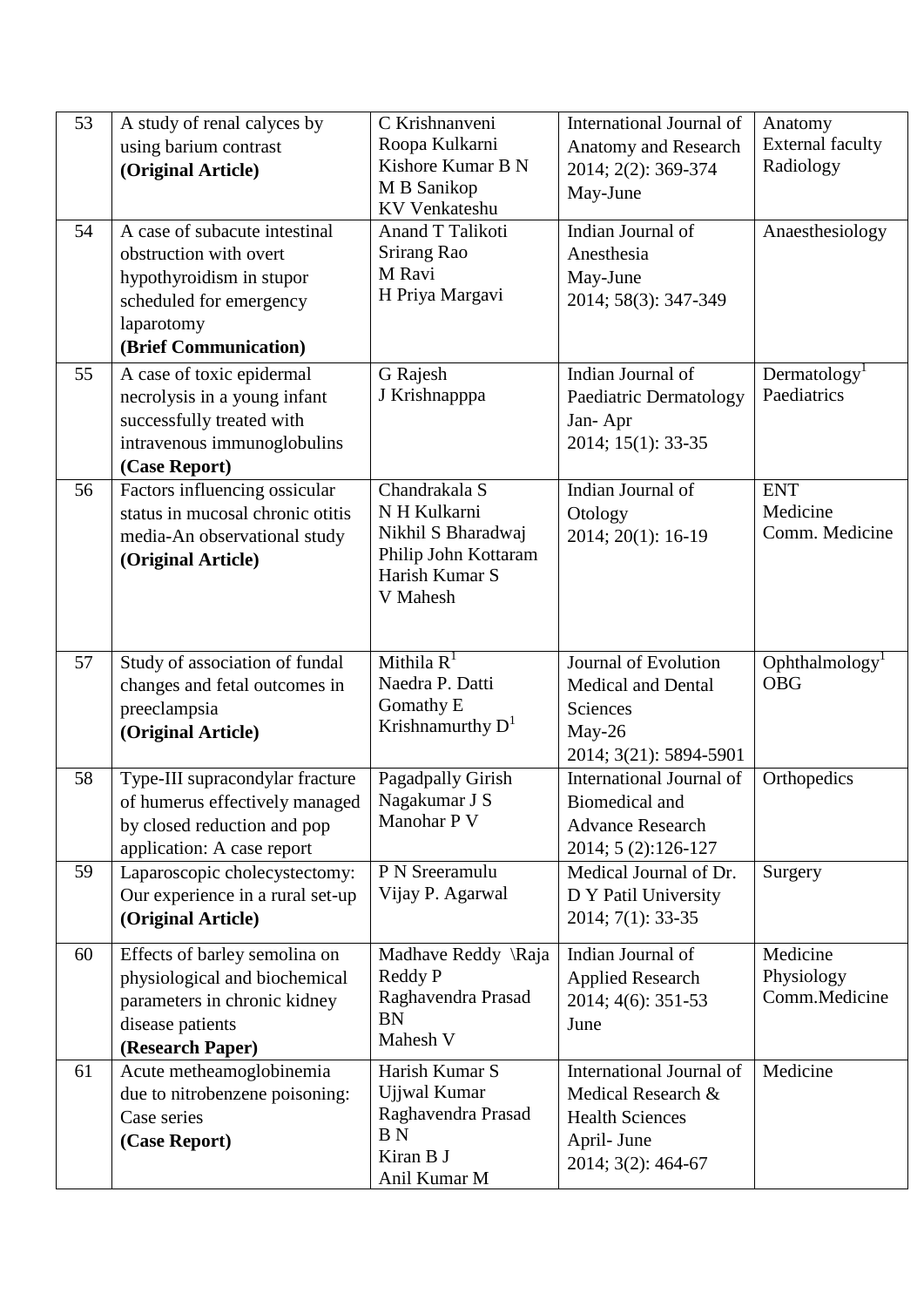| 53 | A study of renal calyces by using barium contrast **(Original Article)** | C Krishnanveni<br>Roopa Kulkarni<br>Kishore Kumar B N<br>M B Sanikop<br>KV Venkateshu | International Journal of Anatomy and Research 2014; 2(2): 369-374 May-June | Anatomy<br>External faculty<br>Radiology |
|---|---|---|---|---|
| 54 | A case of subacute intestinal obstruction with overt hypothyroidism in stupor scheduled for emergency laparotomy **(Brief Communication)** | Anand T Talikoti<br>Srirang Rao<br>M Ravi<br>H Priya Margavi | Indian Journal of Anesthesia May-June 2014; 58(3): 347-349 | Anaesthesiology |
| 55 | A case of toxic epidermal necrolysis in a young infant successfully treated with intravenous immunoglobulins **(Case Report)** | G Rajesh<br>J Krishnapppa | Indian Journal of Paediatric Dermatology Jan- Apr 2014; 15(1): 33-35 | Dermatology[1]<br>Paediatrics |
| 56 | Factors influencing ossicular status in mucosal chronic otitis media-An observational study **(Original Article)** | Chandrakala S<br>N H Kulkarni<br>Nikhil S Bharadwaj<br>Philip John Kottaram<br>Harish Kumar S<br>V Mahesh | Indian Journal of Otology 2014; 20(1): 16-19 | ENT<br>Medicine<br>Comm. Medicine |
| 57 | Study of association of fundal changes and fetal outcomes in preeclampsia **(Original Article)** | Mithila R[1]<br>Naedra P. Datti<br>Gomathy E<br>Krishnamurthy D[1] | Journal of Evolution Medical and Dental Sciences May-26 2014; 3(21): 5894-5901 | Ophthalmology[1]<br>OBG |
| 58 | Type-III supracondylar fracture of humerus effectively managed by closed reduction and pop application: A case report | Pagadpally Girish<br>Nagakumar J S<br>Manohar P V | International Journal of Biomedical and Advance Research 2014; 5 (2):126-127 | Orthopedics |
| 59 | Laparoscopic cholecystectomy: Our experience in a rural set-up **(Original Article)** | P N Sreeramulu<br>Vijay P. Agarwal | Medical Journal of Dr. D Y Patil University 2014; 7(1): 33-35 | Surgery |
| 60 | Effects of barley semolina on physiological and biochemical parameters in chronic kidney disease patients **(Research Paper)** | Madhave Reddy \Raja Reddy P<br>Raghavendra Prasad BN<br>Mahesh V | Indian Journal of Applied Research 2014; 4(6): 351-53 June | Medicine<br>Physiology<br>Comm.Medicine |
| 61 | Acute metheamoglobinemia due to nitrobenzene poisoning: Case series **(Case Report)** | Harish Kumar S<br>Ujjwal Kumar<br>Raghavendra Prasad B N<br>Kiran B J<br>Anil Kumar M | International Journal of Medical Research & Health Sciences April- June 2014; 3(2): 464-67 | Medicine |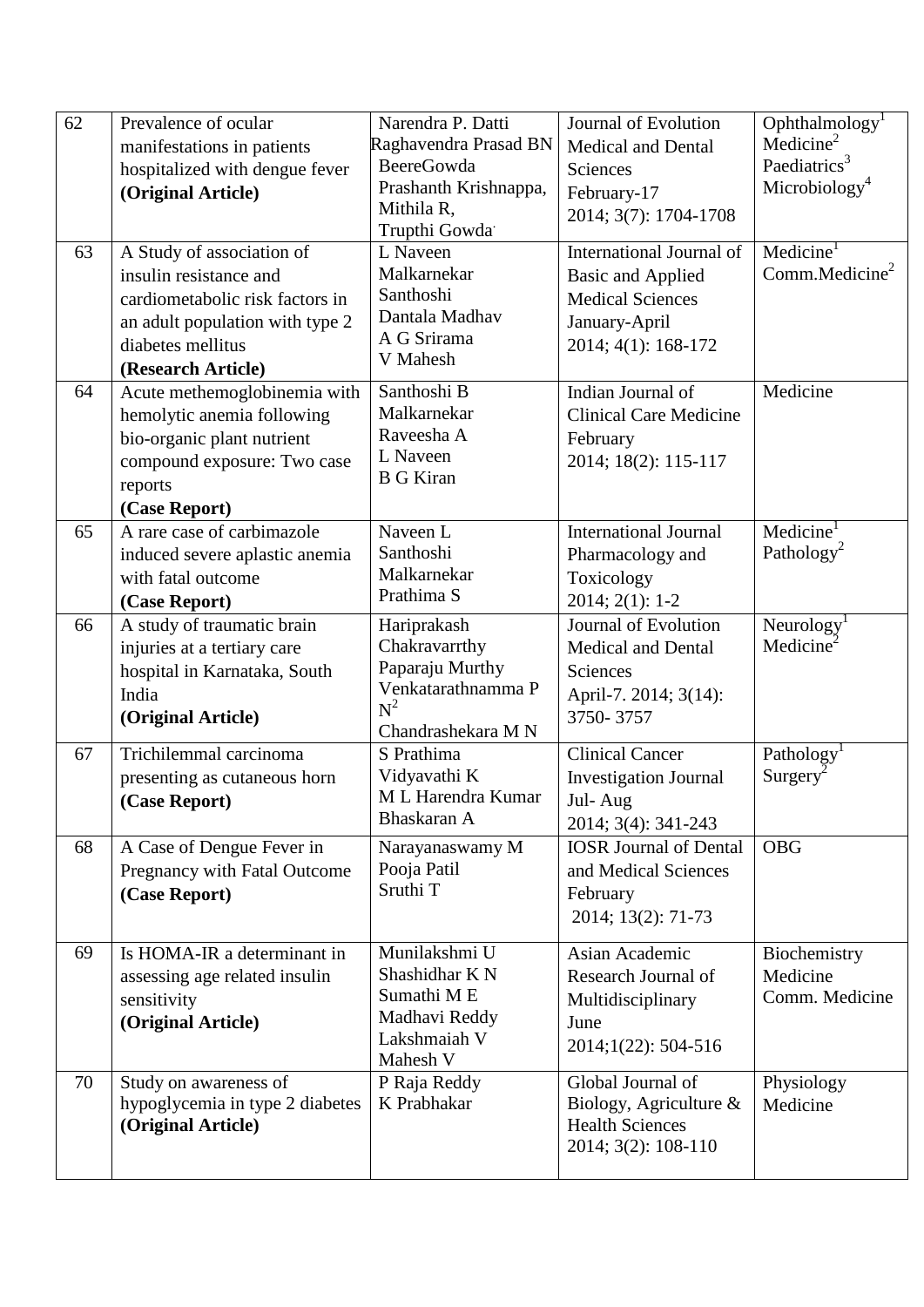| 62 | Prevalence of ocular manifestations in patients hospitalized with dengue fever **(Original Article)** | Narendra P. Datti<br>Raghavendra Prasad BN<br>BeereGowda<br>Prashanth Krishnappa,<br>Mithila R,<br>Trupthi Gowda | Journal of Evolution Medical and Dental Sciences<br>February-17<br>2014; 3(7): 1704-1708 | Ophthalmology[1]<br>Medicine[2]<br>Paediatrics[3]<br>Microbiology[4] |
|---|---|---|---|---|
| 63 | A Study of association of insulin resistance and cardiometabolic risk factors in an adult population with type 2 diabetes mellitus **(Research Article)** | L Naveen<br>Malkarnekar<br>Santhoshi<br>Dantala Madhav<br>A G Srirama<br>V Mahesh | International Journal of Basic and Applied Medical Sciences<br>January-April<br>2014; 4(1): 168-172 | Medicine[1]<br>Comm.Medicine[2] |
| 64 | Acute methemoglobinemia with hemolytic anemia following bio-organic plant nutrient compound exposure: Two case reports **(Case Report)** | Santhoshi B<br>Malkarnekar<br>Raveesha A<br>L Naveen<br>B G Kiran | Indian Journal of Clinical Care Medicine<br>February<br>2014; 18(2): 115-117 | Medicine |
| 65 | A rare case of carbimazole induced severe aplastic anemia with fatal outcome **(Case Report)** | Naveen L<br>Santhoshi<br>Malkarnekar<br>Prathima S | International Journal Pharmacology and Toxicology<br>2014; 2(1): 1-2 | Medicine[1]<br>Pathology[2] |
| 66 | A study of traumatic brain injuries at a tertiary care hospital in Karnataka, South India **(Original Article)** | Hariprakash<br>Chakravarrthy<br>Paparaju Murthy<br>Venkatarathnamma P N[2]<br>Chandrashekara M N | Journal of Evolution Medical and Dental Sciences<br>April-7. 2014; 3(14): 3750- 3757 | Neurology[1]<br>Medicine[2] |
| 67 | Trichilemmal carcinoma presenting as cutaneous horn **(Case Report)** | S Prathima<br>Vidyavathi K<br>M L Harendra Kumar<br>Bhaskaran A | Clinical Cancer Investigation Journal<br>Jul- Aug<br>2014; 3(4): 341-243 | Pathology[1]<br>Surgery[2] |
| 68 | A Case of Dengue Fever in Pregnancy with Fatal Outcome **(Case Report)** | Narayanaswamy M<br>Pooja Patil<br>Sruthi T | IOSR Journal of Dental and Medical Sciences<br>February<br>2014; 13(2): 71-73 | OBG |
| 69 | Is HOMA-IR a determinant in assessing age related insulin sensitivity **(Original Article)** | Munilakshmi U<br>Shashidhar K N<br>Sumathi M E<br>Madhavi Reddy<br>Lakshmaiah V<br>Mahesh V | Asian Academic Research Journal of Multidisciplinary<br>June<br>2014;1(22): 504-516 | Biochemistry<br>Medicine<br>Comm. Medicine |
| 70 | Study on awareness of hypoglycemia in type 2 diabetes **(Original Article)** | P Raja Reddy<br>K Prabhakar | Global Journal of Biology, Agriculture & Health Sciences<br>2014; 3(2): 108-110 | Physiology<br>Medicine |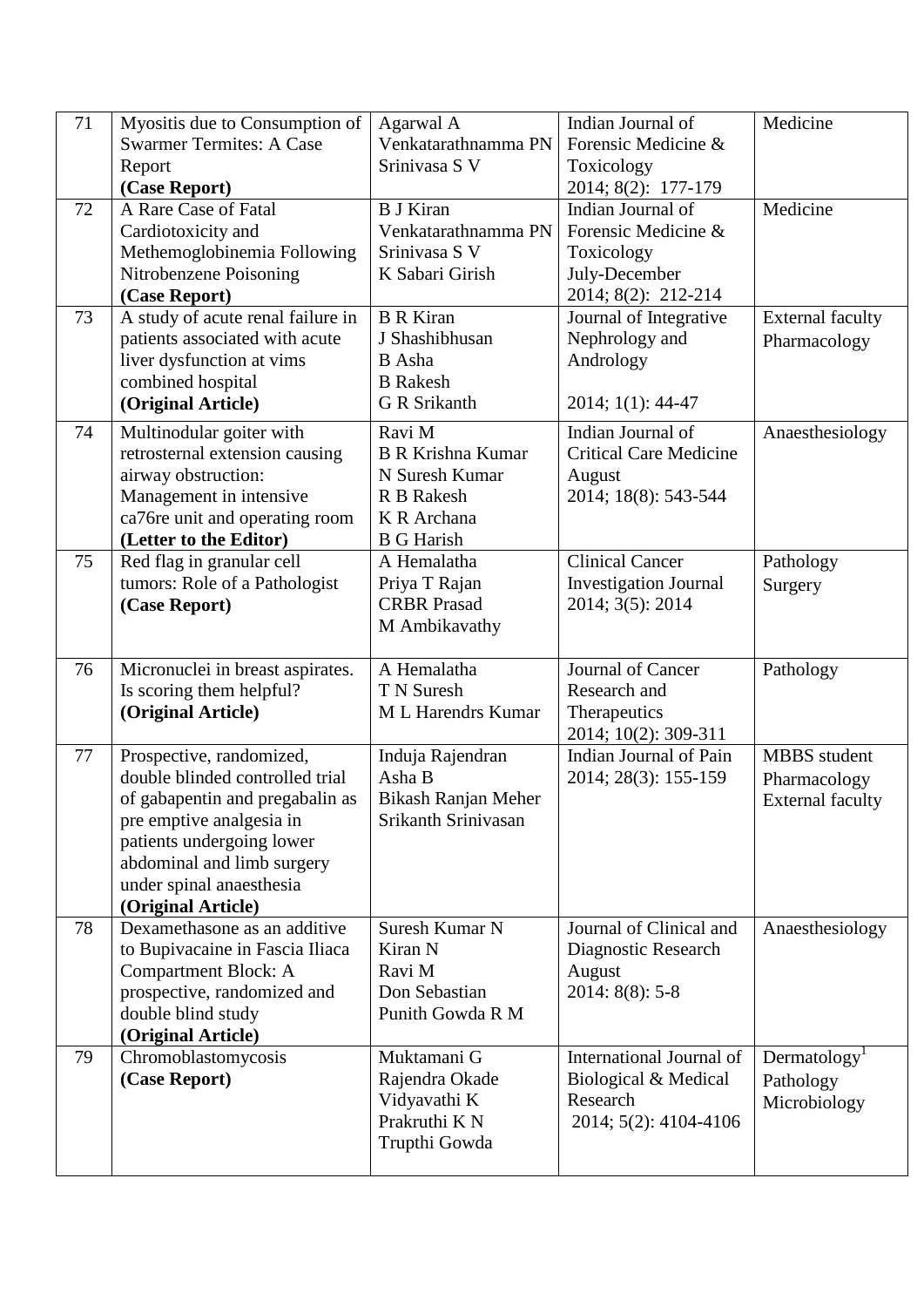| 71 | Myositis due to Consumption of Swarmer Termites: A Case Report **(Case Report)** | Agarwal A<br>Venkatarathnamma PN<br>Srinivasa S V | Indian Journal of Forensic Medicine & Toxicology<br>2014; 8(2): 177-179 | Medicine |
|---|---|---|---|---|
| 72 | A Rare Case of Fatal Cardiotoxicity and Methemoglobinemia Following Nitrobenzene Poisoning **(Case Report)** | B J Kiran<br>Venkatarathnamma PN<br>Srinivasa S V<br>K Sabari Girish | Indian Journal of Forensic Medicine & Toxicology<br>July-December<br>2014; 8(2): 212-214 | Medicine |
| 73 | A study of acute renal failure in patients associated with acute liver dysfunction at vims combined hospital **(Original Article)** | B R Kiran<br>J Shashibhusan<br>B Asha<br>B Rakesh<br>G R Srikanth | Journal of Integrative Nephrology and Andrology<br><br>2014; 1(1): 44-47 | External faculty<br>Pharmacology |
| 74 | Multinodular goiter with retrosternal extension causing airway obstruction: Management in intensive ca76re unit and operating room **(Letter to the Editor)** | Ravi M<br>B R Krishna Kumar<br>N Suresh Kumar<br>R B Rakesh<br>K R Archana<br>B G Harish | Indian Journal of Critical Care Medicine<br>August<br>2014; 18(8): 543-544 | Anaesthesiology |
| 75 | Red flag in granular cell tumors: Role of a Pathologist **(Case Report)** | A Hemalatha<br>Priya T Rajan<br>CRBR Prasad<br>M Ambikavathy | Clinical Cancer Investigation Journal<br>2014; 3(5): 2014 | Pathology<br>Surgery |
| 76 | Micronuclei in breast aspirates. Is scoring them helpful? **(Original Article)** | A Hemalatha<br>T N Suresh<br>M L Harendrs Kumar | Journal of Cancer Research and Therapeutics<br>2014; 10(2): 309-311 | Pathology |
| 77 | Prospective, randomized, double blinded controlled trial of gabapentin and pregabalin as pre emptive analgesia in patients undergoing lower abdominal and limb surgery under spinal anaesthesia **(Original Article)** | Induja Rajendran<br>Asha B<br>Bikash Ranjan Meher<br>Srikanth Srinivasan | Indian Journal of Pain<br>2014; 28(3): 155-159 | MBBS student<br>Pharmacology<br>External faculty |
| 78 | Dexamethasone as an additive to Bupivacaine in Fascia Iliaca Compartment Block: A prospective, randomized and double blind study **(Original Article)** | Suresh Kumar N<br>Kiran N<br>Ravi M<br>Don Sebastian<br>Punith Gowda R M | Journal of Clinical and Diagnostic Research<br>August<br>2014: 8(8): 5-8 | Anaesthesiology |
| 79 | Chromoblastomycosis **(Case Report)** | Muktamani G<br>Rajendra Okade<br>Vidyavathi K<br>Prakruthi K N<br>Trupthi Gowda | International Journal of Biological & Medical Research<br>2014; 5(2): 4104-4106 | Dermatology[1]<br>Pathology<br>Microbiology |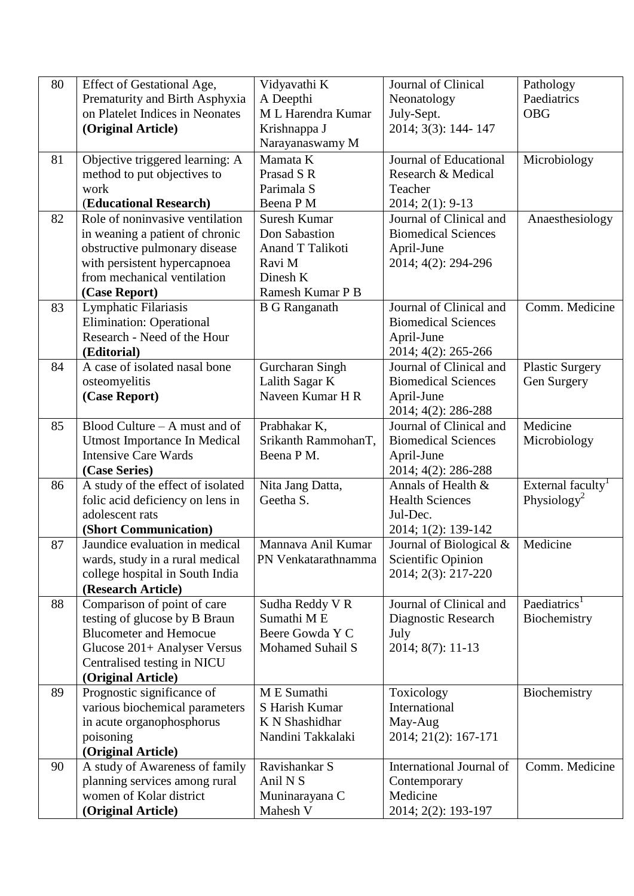| 80 | Effect of Gestational Age, Prematurity and Birth Asphyxia on Platelet Indices in Neonates **(Original Article)** | Vidyavathi K<br>A Deepthi<br>M L Harendra Kumar<br>Krishnappa J<br>Narayanaswamy M | Journal of Clinical Neonatology<br>July-Sept.<br>2014; 3(3): 144- 147 | Pathology<br>Paediatrics<br>OBG |
|---|---|---|---|---|
| 81 | Objective triggered learning: A method to put objectives to work (**Educational Research)** | Mamata K<br>Prasad S R<br>Parimala S<br>Beena P M | Journal of Educational Research & Medical Teacher<br>2014; 2(1): 9-13 | Microbiology |
| 82 | Role of noninvasive ventilation in weaning a patient of chronic obstructive pulmonary disease with persistent hypercapnoea from mechanical ventilation **(Case Report)** | Suresh Kumar<br>Don Sabastion<br>Anand T Talikoti<br>Ravi M<br>Dinesh K<br>Ramesh Kumar P B | Journal of Clinical and Biomedical Sciences<br>April-June<br>2014; 4(2): 294-296 | Anaesthesiology |
| 83 | Lymphatic Filariasis Elimination: Operational Research - Need of the Hour **(Editorial)** | B G Ranganath | Journal of Clinical and Biomedical Sciences<br>April-June<br>2014; 4(2): 265-266 | Comm. Medicine |
| 84 | A case of isolated nasal bone osteomyelitis **(Case Report)** | Gurcharan Singh<br>Lalith Sagar K<br>Naveen Kumar H R | Journal of Clinical and Biomedical Sciences<br>April-June<br>2014; 4(2): 286-288 | Plastic Surgery<br>Gen Surgery |
| 85 | Blood Culture – A must and of Utmost Importance In Medical Intensive Care Wards **(Case Series)** | Prabhakar K,<br>Srikanth RammohanT,<br>Beena P M. | Journal of Clinical and Biomedical Sciences<br>April-June<br>2014; 4(2): 286-288 | Medicine<br>Microbiology |
| 86 | A study of the effect of isolated folic acid deficiency on lens in adolescent rats **(Short Communication)** | Nita Jang Datta,<br>Geetha S. | Annals of Health & Health Sciences<br>Jul-Dec.<br>2014; 1(2): 139-142 | External faculty[1]<br>Physiology[2] |
| 87 | Jaundice evaluation in medical wards, study in a rural medical college hospital in South India **(Research Article)** | Mannava Anil Kumar<br>PN Venkatarathnamma | Journal of Biological & Scientific Opinion<br>2014; 2(3): 217-220 | Medicine |
| 88 | Comparison of point of care testing of glucose by B Braun Blucometer and Hemocue Glucose 201+ Analyser Versus Centralised testing in NICU **(Original Article)** | Sudha Reddy V R<br>Sumathi M E<br>Beere Gowda Y C<br>Mohamed Suhail S | Journal of Clinical and Diagnostic Research<br>July<br>2014; 8(7): 11-13 | Paediatrics[1]<br>Biochemistry |
| 89 | Prognostic significance of various biochemical parameters in acute organophosphorus poisoning **(Original Article)** | M E Sumathi<br>S Harish Kumar<br>K N Shashidhar<br>Nandini Takkalaki | Toxicology International<br>May-Aug<br>2014; 21(2): 167-171 | Biochemistry |
| 90 | A study of Awareness of family planning services among rural women of Kolar district **(Original Article)** | Ravishankar S<br>Anil N S<br>Muninarayana C<br>Mahesh V | International Journal of Contemporary Medicine<br>2014; 2(2): 193-197 | Comm. Medicine |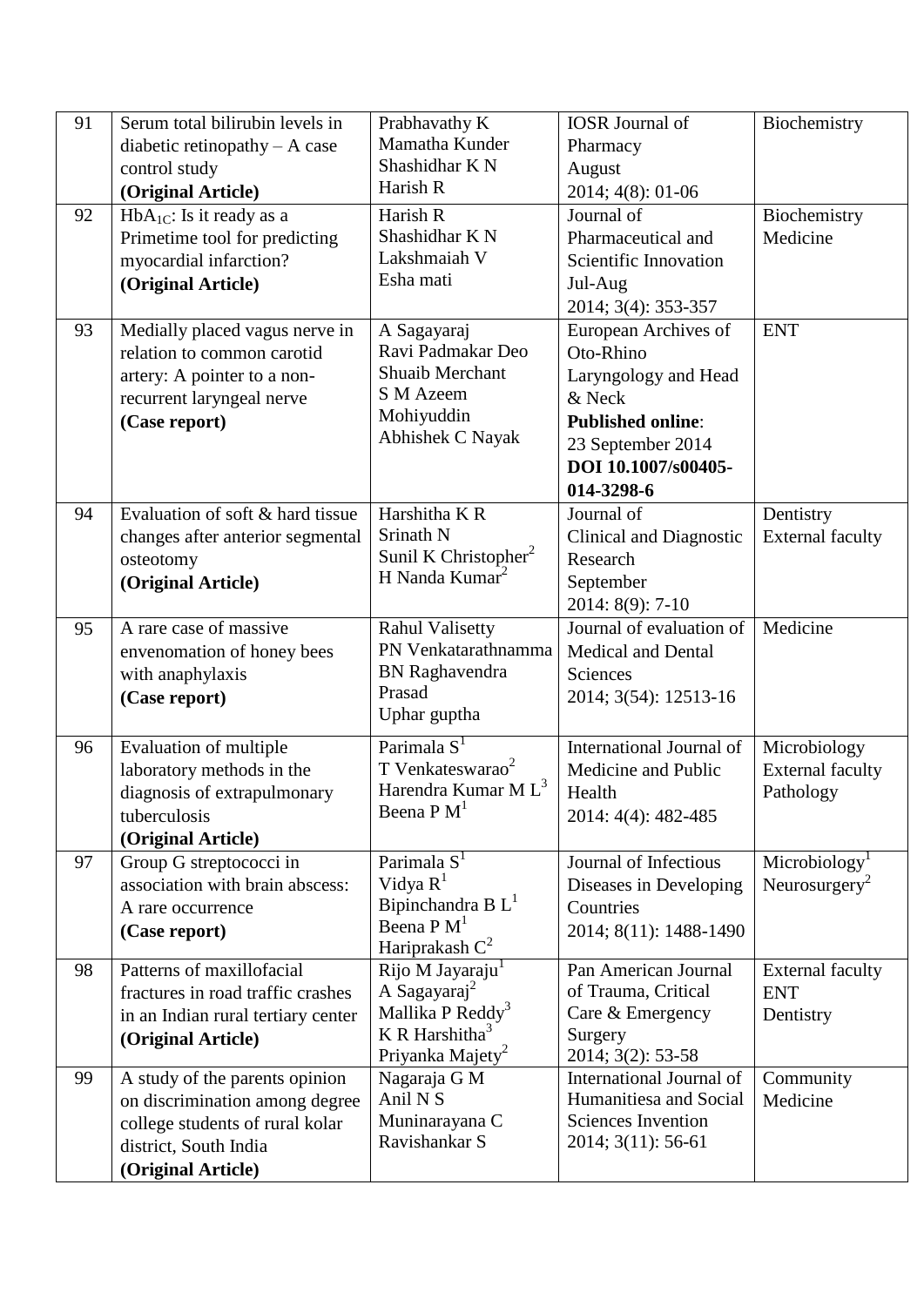| 91 | Serum total bilirubin levels in diabetic retinopathy – A case control study **(Original Article)** | Prabhavathy K<br>Mamatha Kunder<br>Shashidhar K N<br>Harish R | IOSR Journal of Pharmacy<br>August<br>2014; 4(8): 01-06 | Biochemistry |
|---|---|---|---|---|
| 92 | $HbA_{1C}$: Is it ready as a Primetime tool for predicting myocardial infarction? **(Original Article)** | Harish R<br>Shashidhar K N<br>Lakshmaiah V<br>Esha mati | Journal of Pharmaceutical and Scientific Innovation<br>Jul-Aug<br>2014; 3(4): 353-357 | Biochemistry<br>Medicine |
| 93 | Medially placed vagus nerve in relation to common carotid artery: A pointer to a non-recurrent laryngeal nerve **(Case report)** | A Sagayaraj<br>Ravi Padmakar Deo<br>Shuaib Merchant<br>S M Azeem Mohiyuddin<br>Abhishek C Nayak | European Archives of Oto-Rhino Laryngology and Head & Neck<br>**Published online**: 23 September 2014<br>**DOI 10.1007/s00405-014-3298-6** | ENT |
| 94 | Evaluation of soft & hard tissue changes after anterior segmental osteotomy **(Original Article)** | Harshitha K R<br>Srinath N<br>Sunil K Christopher[2]<br>H Nanda Kumar[2] | Journal of Clinical and Diagnostic Research<br>September<br>2014: 8(9): 7-10 | Dentistry<br>External faculty |
| 95 | A rare case of massive envenomation of honey bees with anaphylaxis **(Case report)** | Rahul Valisetty<br>PN Venkatarathnamma<br>BN Raghavendra Prasad<br>Uphar guptha | Journal of evaluation of Medical and Dental Sciences<br>2014; 3(54): 12513-16 | Medicine |
| 96 | Evaluation of multiple laboratory methods in the diagnosis of extrapulmonary tuberculosis **(Original Article)** | Parimala S[1]<br>T Venkateswarao[2]<br>Harendra Kumar M L[3]<br>Beena P M[1] | International Journal of Medicine and Public Health<br>2014: 4(4): 482-485 | Microbiology<br>External faculty<br>Pathology |
| 97 | Group G streptococci in association with brain abscess: A rare occurrence **(Case report)** | Parimala S[1]<br>Vidya R[1]<br>Bipinchandra B L[1]<br>Beena P M[1]<br>Hariprakash C[2] | Journal of Infectious Diseases in Developing Countries<br>2014; 8(11): 1488-1490 | Microbiology[1]<br>Neurosurgery[2] |
| 98 | Patterns of maxillofacial fractures in road traffic crashes in an Indian rural tertiary center **(Original Article)** | Rijo M Jayaraju[1]<br>A Sagayaraj[2]<br>Mallika P Reddy[3]<br>K R Harshitha[3]<br>Priyanka Majety[2] | Pan American Journal of Trauma, Critical Care & Emergency Surgery<br>2014; 3(2): 53-58 | External faculty<br>ENT<br>Dentistry |
| 99 | A study of the parents opinion on discrimination among degree college students of rural kolar district, South India **(Original Article)** | Nagaraja G M<br>Anil N S<br>Muninarayana C<br>Ravishankar S | International Journal of Humanitiesa and Social Sciences Invention<br>2014; 3(11): 56-61 | Community Medicine |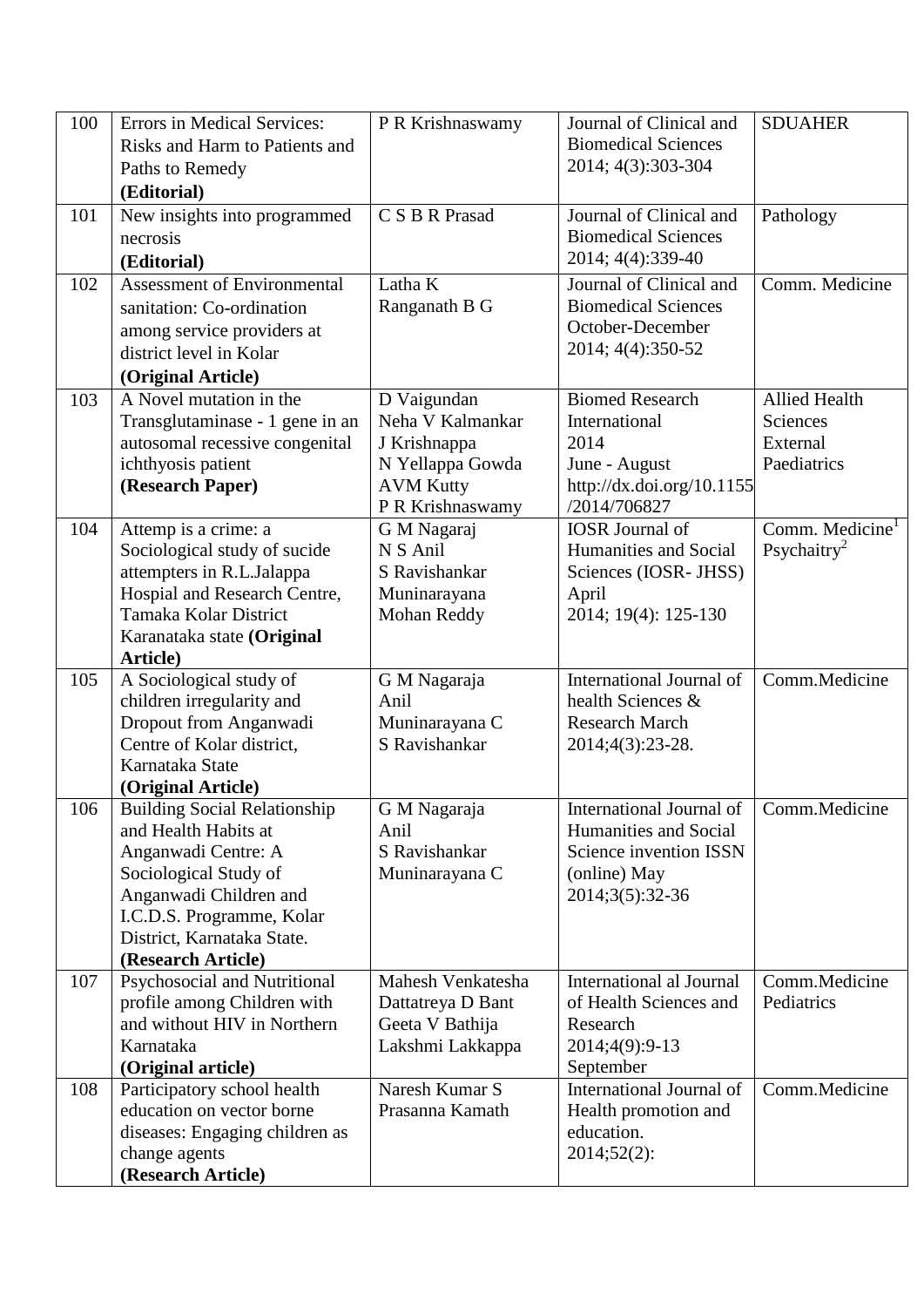| 100 | Errors in Medical Services: Risks and Harm to Patients and Paths to Remedy **(Editorial)** | P R Krishnaswamy | Journal of Clinical and Biomedical Sciences 2014; 4(3):303-304 | SDUAHER |
|---|---|---|---|---|
| 101 | New insights into programmed necrosis **(Editorial)** | C S B R Prasad | Journal of Clinical and Biomedical Sciences 2014; 4(4):339-40 | Pathology |
| 102 | Assessment of Environmental sanitation: Co-ordination among service providers at district level in Kolar **(Original Article)** | Latha K<br>Ranganath B G | Journal of Clinical and Biomedical Sciences October-December 2014; 4(4):350-52 | Comm. Medicine |
| 103 | A Novel mutation in the Transglutaminase - 1 gene in an autosomal recessive congenital ichthyosis patient **(Research Paper)** | D Vaigundan<br>Neha V Kalmankar<br>J Krishnappa<br>N Yellappa Gowda<br>AVM Kutty<br>P R Krishnaswamy | Biomed Research International 2014 June - August http://dx.doi.org/10.1155/2014/706827 | Allied Health Sciences External Paediatrics |
| 104 | Attemp is a crime: a Sociological study of sucide attempters in R.L.Jalappa Hospial and Research Centre, Tamaka Kolar District Karanataka state **(Original Article)** | G M Nagaraj<br>N S Anil<br>S Ravishankar<br>Muninarayana<br>Mohan Reddy | IOSR Journal of Humanities and Social Sciences (IOSR- JHSS) April 2014; 19(4): 125-130 | Comm. Medicine[1]<br>Psychaitry[2] |
| 105 | A Sociological study of children irregularity and Dropout from Anganwadi Centre of Kolar district, Karnataka State **(Original Article)** | G M Nagaraja<br>Anil<br>Muninarayana C<br>S Ravishankar | International Journal of health Sciences & Research March 2014;4(3):23-28. | Comm.Medicine |
| 106 | Building Social Relationship and Health Habits at Anganwadi Centre: A Sociological Study of Anganwadi Children and I.C.D.S. Programme, Kolar District, Karnataka State. **(Research Article)** | G M Nagaraja<br>Anil<br>S Ravishankar<br>Muninarayana C | International Journal of Humanities and Social Science invention ISSN (online) May 2014;3(5):32-36 | Comm.Medicine |
| 107 | Psychosocial and Nutritional profile among Children with and without HIV in Northern Karnataka **(Original article)** | Mahesh Venkatesha<br>Dattatreya D Bant<br>Geeta V Bathija<br>Lakshmi Lakkappa | International al Journal of Health Sciences and Research 2014;4(9):9-13 September | Comm.Medicine Pediatrics |
| 108 | Participatory school health education on vector borne diseases: Engaging children as change agents **(Research Article)** | Naresh Kumar S<br>Prasanna Kamath | International Journal of Health promotion and education. 2014;52(2): | Comm.Medicine |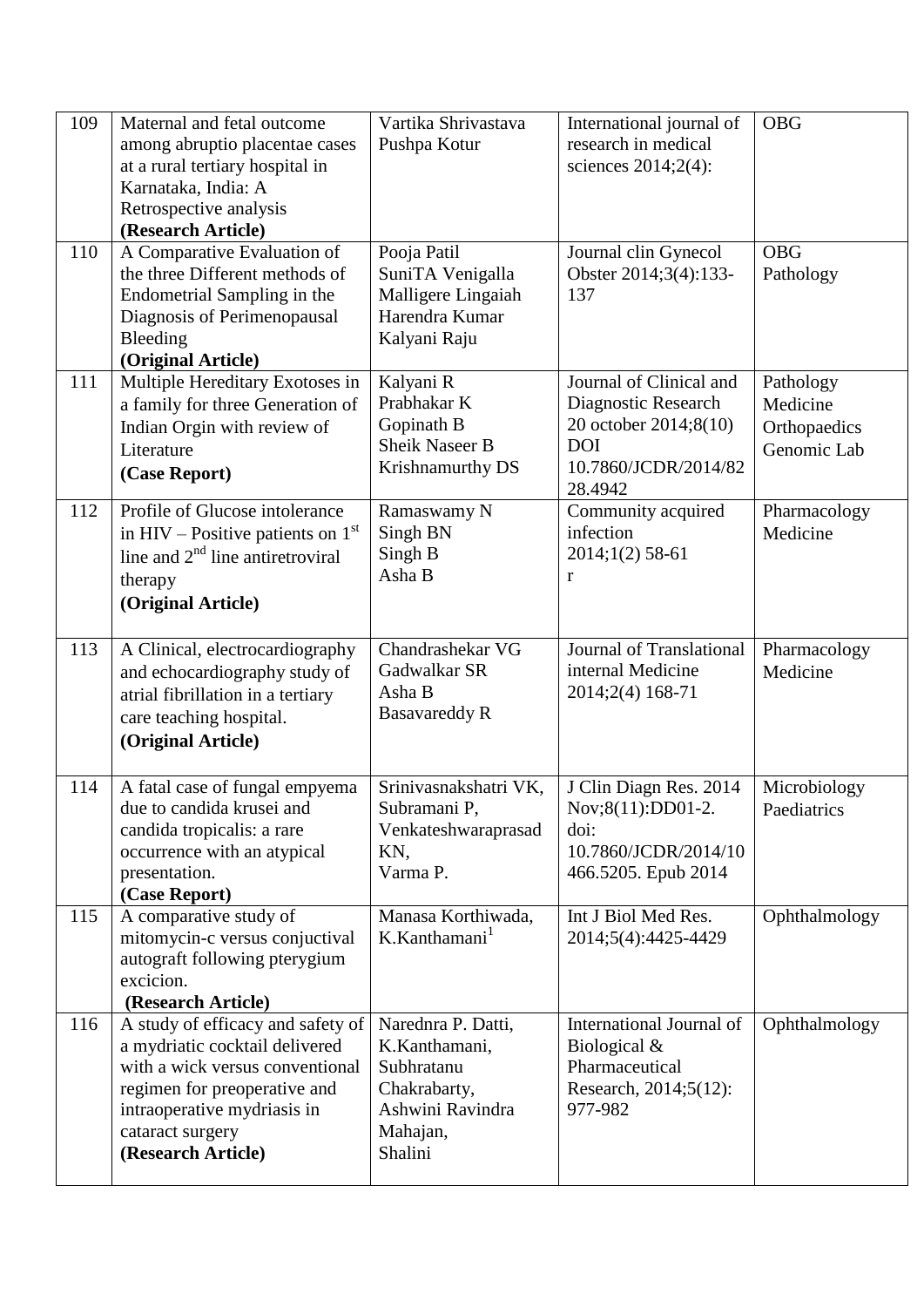| 109 | Maternal and fetal outcome among abruptio placentae cases at a rural tertiary hospital in Karnataka, India: A Retrospective analysis **(Research Article)** | Vartika Shrivastava Pushpa Kotur | International journal of research in medical sciences 2014;2(4): | OBG |
|---|---|---|---|---|
| 110 | A Comparative Evaluation of the three Different methods of Endometrial Sampling in the Diagnosis of Perimenopausal Bleeding **(Original Article)** | Pooja Patil SuniTA Venigalla Malligere Lingaiah Harendra Kumar Kalyani Raju | Journal clin Gynecol Obster 2014;3(4):133-137 | OBG Pathology |
| 111 | Multiple Hereditary Exotoses in a family for three Generation of Indian Orgin with review of Literature **(Case Report)** | Kalyani R Prabhakar K Gopinath B Sheik Naseer B Krishnamurthy DS | Journal of Clinical and Diagnostic Research 20 october 2014;8(10) DOI 10.7860/JCDR/2014/8228.4942 | Pathology Medicine Orthopaedics Genomic Lab |
| 112 | Profile of Glucose intolerance in HIV – Positive patients on 1st line and 2nd line antiretroviral therapy **(Original Article)** | Ramaswamy N Singh BN Singh B Asha B | Community acquired infection 2014;1(2) 58-61 r | Pharmacology Medicine |
| 113 | A Clinical, electrocardiography and echocardiography study of atrial fibrillation in a tertiary care teaching hospital. **(Original Article)** | Chandrashekar VG Gadwalkar SR Asha B Basavareddy R | Journal of Translational internal Medicine 2014;2(4) 168-71 | Pharmacology Medicine |
| 114 | A fatal case of fungal empyema due to candida krusei and candida tropicalis: a rare occurrence with an atypical presentation. **(Case Report)** | Srinivasnakshatri VK, Subramani P, Venkateshwaraprasad KN, Varma P. | J Clin Diagn Res. 2014 Nov;8(11):DD01-2. doi: 10.7860/JCDR/2014/10466.5205. Epub 2014 | Microbiology Paediatrics |
| 115 | A comparative study of mitomycin-c versus conjuctival autograft following pterygium excicion. **(Research Article)** | Manasa Korthiwada, K.Kanthamani[1] | Int J Biol Med Res. 2014;5(4):4425-4429 | Ophthalmology |
| 116 | A study of efficacy and safety of a mydriatic cocktail delivered with a wick versus conventional regimen for preoperative and intraoperative mydriasis in cataract surgery **(Research Article)** | Narednra P. Datti, K.Kanthamani, Subhratanu Chakrabarty, Ashwini Ravindra Mahajan, Shalini | International Journal of Biological & Pharmaceutical Research, 2014;5(12): 977-982 | Ophthalmology |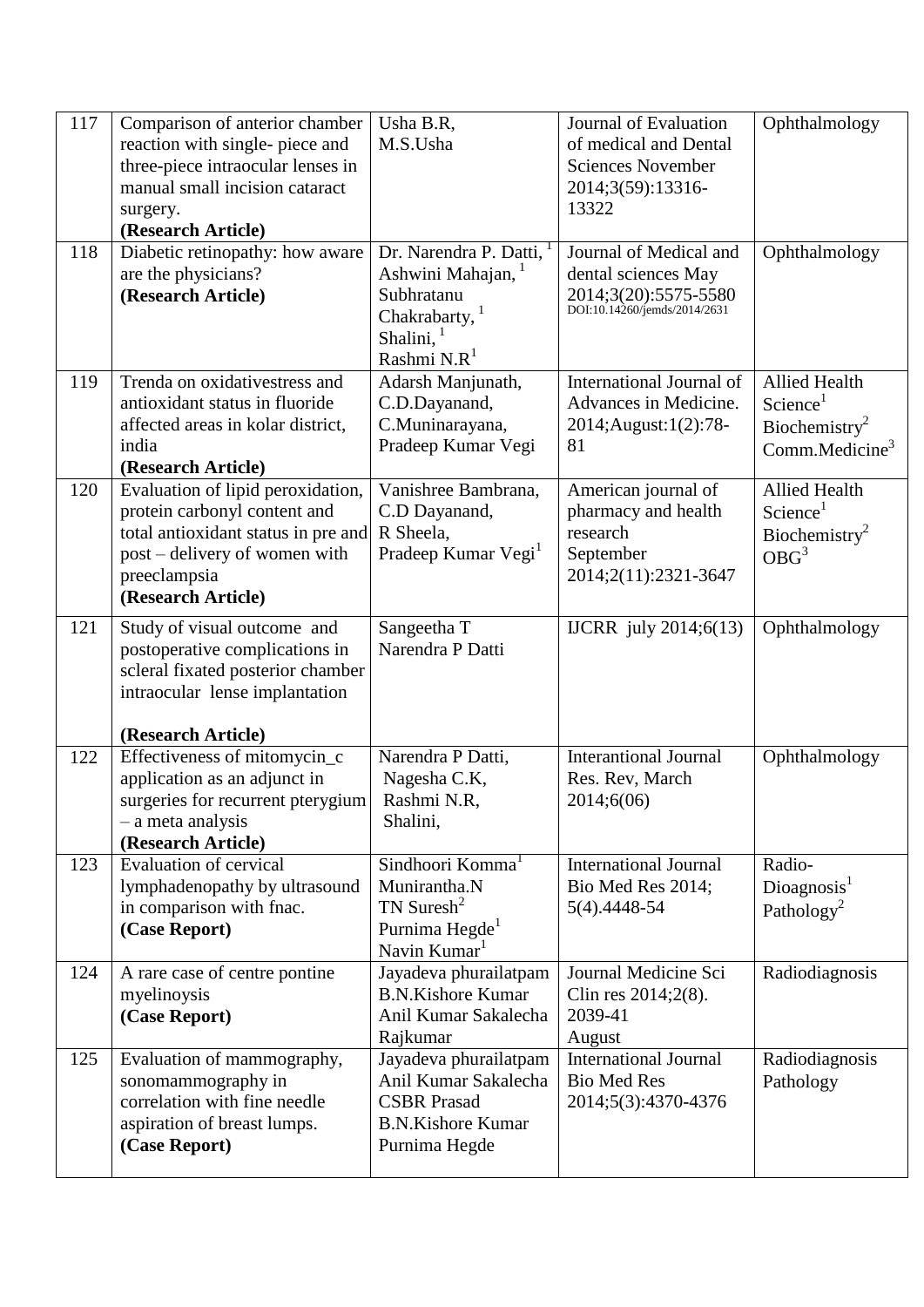| 117 | Comparison of anterior chamber reaction with single- piece and three-piece intraocular lenses in manual small incision cataract surgery. **(Research Article)** | Usha B.R, M.S.Usha | Journal of Evaluation of medical and Dental Sciences November 2014;3(59):13316-13322 | Ophthalmology |
|---|---|---|---|---|
| 118 | Diabetic retinopathy: how aware are the physicians? **(Research Article)** | Dr. Narendra P. Datti, [1] Ashwini Mahajan, [1] Subhratanu Chakrabarty, [1] Shalini, [1] Rashmi N.R[1] | Journal of Medical and dental sciences May 2014;3(20):5575-5580 DOI:10.14260/jemds/2014/2631 | Ophthalmology |
| 119 | Trenda on oxidativestress and antioxidant status in fluoride affected areas in kolar district, india **(Research Article)** | Adarsh Manjunath, C.D.Dayanand, C.Muninarayana, Pradeep Kumar Vegi | International Journal of Advances in Medicine. 2014;August:1(2):78-81 | Allied Health Science[1] Biochemistry[2] Comm.Medicine[3] |
| 120 | Evaluation of lipid peroxidation, protein carbonyl content and total antioxidant status in pre and post – delivery of women with preeclampsia **(Research Article)** | Vanishree Bambrana, C.D Dayanand, R Sheela, Pradeep Kumar Vegi[1] | American journal of pharmacy and health research September 2014;2(11):2321-3647 | Allied Health Science[1] Biochemistry[2] OBG[3] |
| 121 | Study of visual outcome and postoperative complications in scleral fixated posterior chamber intraocular lense implantation **(Research Article)** | Sangeetha T Narendra P Datti | IJCRR july 2014;6(13) | Ophthalmology |
| 122 | Effectiveness of mitomycin_c application as an adjunct in surgeries for recurrent pterygium – a meta analysis **(Research Article)** | Narendra P Datti, Nagesha C.K, Rashmi N.R, Shalini, | Interantional Journal Res. Rev, March 2014;6(06) | Ophthalmology |
| 123 | Evaluation of cervical lymphadenopathy by ultrasound in comparison with fnac. **(Case Report)** | Sindhoori Komma[1] Munirantha.N TN Suresh[2] Purnima Hegde[1] Navin Kumar[1] | International Journal Bio Med Res 2014; 5(4).4448-54 | Radio-Dioagnosis[1] Pathology[2] |
| 124 | A rare case of centre pontine myelinoysis **(Case Report)** | Jayadeva phurailatpam B.N.Kishore Kumar Anil Kumar Sakalecha Rajkumar | Journal Medicine Sci Clin res 2014;2(8). 2039-41 August | Radiodiagnosis |
| 125 | Evaluation of mammography, sonomammography in correlation with fine needle aspiration of breast lumps. **(Case Report)** | Jayadeva phurailatpam Anil Kumar Sakalecha CSBR Prasad B.N.Kishore Kumar Purnima Hegde | International Journal Bio Med Res 2014;5(3):4370-4376 | Radiodiagnosis Pathology |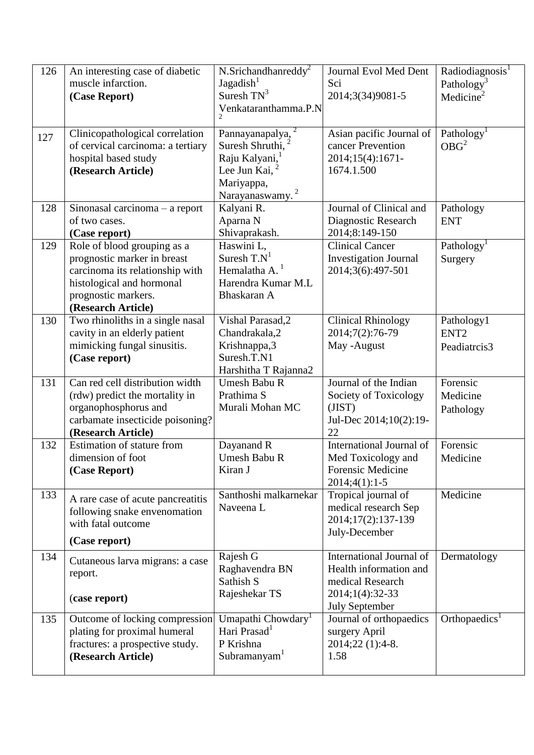| 126 | An interesting case of diabetic muscle infarction.<br>**(Case Report)** | N.Srichandhanreddy[2]<br>Jagadish[1]<br>Suresh TN[3]<br>Venkataranthamma.P.N[2] | Journal Evol Med Dent Sci<br>2014;3(34)9081-5 | Radiodiagnosis[1]<br>Pathology[3]<br>Medicine[2] |
|---|---|---|---|---|
| 127 | Clinicopathological correlation of cervical carcinoma: a tertiary hospital based study<br>**(Research Article)** | Pannayanapalya, [2]<br>Suresh Shruthi, [2]<br>Raju Kalyani,[1]<br>Lee Jun Kai, [2]<br>Mariyappa,<br>Narayanaswamy. [2] | Asian pacific Journal of cancer Prevention<br>2014;15(4):1671-1674.1.500 | Pathology[1]<br>OBG[2] |
| 128 | Sinonasal carcinoma – a report of two cases.<br>**(Case report)** | Kalyani R.<br>Aparna N<br>Shivaprakash. | Journal of Clinical and Diagnostic Research<br>2014;8:149-150 | Pathology<br>ENT |
| 129 | Role of blood grouping as a prognostic marker in breast carcinoma its relationship with histological and hormonal prognostic markers.<br>**(Research Article)** | Haswini L,<br>Suresh T.N[1]<br>Hemalatha A. [1]<br>Harendra Kumar M.L<br>Bhaskaran A | Clinical Cancer Investigation Journal<br>2014;3(6):497-501 | Pathology[1]<br>Surgery |
| 130 | Two rhinoliths in a single nasal cavity in an elderly patient mimicking fungal sinusitis.<br>**(Case report)** | Vishal Parasad,2<br>Chandrakala,2<br>Krishnappa,3<br>Suresh.T.N1<br>Harshitha T Rajanna2 | Clinical Rhinology<br>2014;7(2):76-79<br>May -August | Pathology1<br>ENT2<br>Peadiatrcis3 |
| 131 | Can red cell distribution width (rdw) predict the mortality in organophosphorus and carbamate insecticide poisoning?<br>**(Research Article)** | Umesh Babu R<br>Prathima S<br>Murali Mohan MC | Journal of the Indian Society of Toxicology (JIST)<br>Jul-Dec 2014;10(2):19-22 | Forensic Medicine<br>Pathology |
| 132 | Estimation of stature from dimension of foot<br>**(Case Report)** | Dayanand R<br>Umesh Babu R<br>Kiran J | International Journal of Med Toxicology and Forensic Medicine<br>2014;4(1):1-5 | Forensic Medicine |
| 133 | A rare case of acute pancreatitis following snake envenomation with fatal outcome<br>**(Case report)** | Santhoshi malkarnekar<br>Naveena L | Tropical journal of medical research Sep<br>2014;17(2):137-139<br>July-December | Medicine |
| 134 | Cutaneous larva migrans: a case report.<br>(**case report)** | Rajesh G<br>Raghavendra BN<br>Sathish S<br>Rajeshekar TS | International Journal of Health information and medical Research<br>2014;1(4):32-33<br>July September | Dermatology |
| 135 | Outcome of locking compression plating for proximal humeral fractures: a prospective study.<br>**(Research Article)** | Umapathi Chowdary[1]<br>Hari Prasad[1]<br>P Krishna<br>Subramanyam[1] | Journal of orthopaedics surgery April<br>2014;22 (1):4-8.<br>1.58 | Orthopaedics[1] |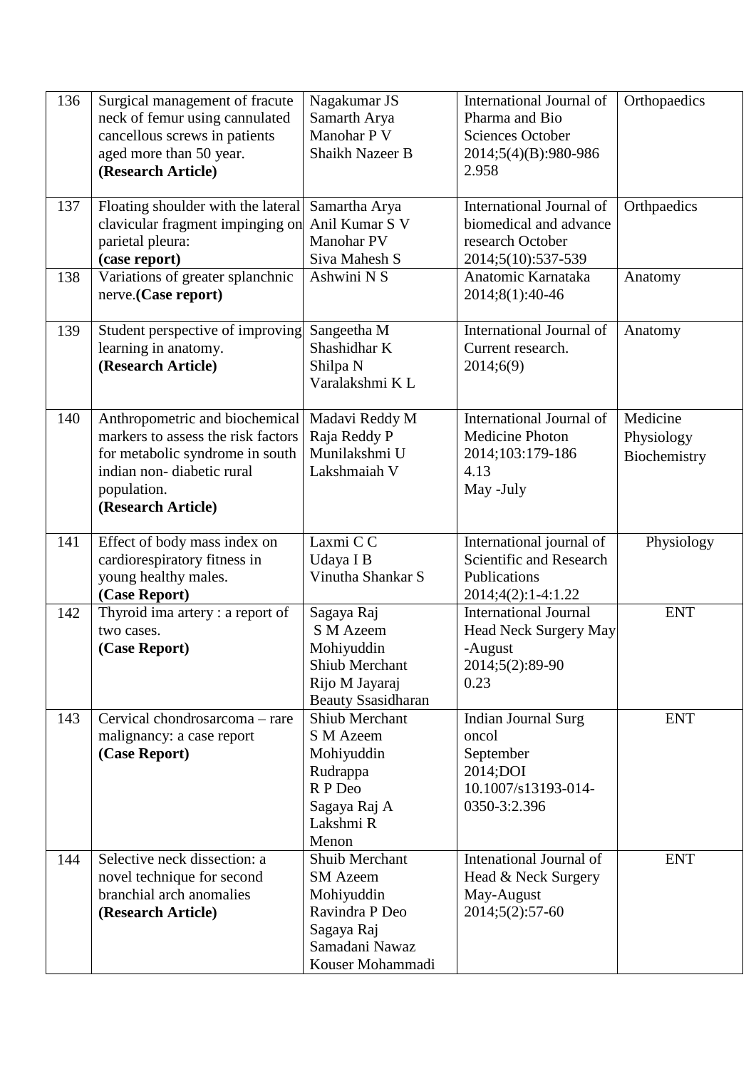| 136 | Surgical management of fracute neck of femur using cannulated cancellous screws in patients aged more than 50 year. **(Research Article)** | Nagakumar JS<br>Samarth Arya<br>Manohar P V<br>Shaikh Nazeer B | International Journal of Pharma and Bio Sciences October 2014;5(4)(B):980-986<br>2.958 | Orthopaedics |
|---|---|---|---|---|
| 137 | Floating shoulder with the lateral clavicular fragment impinging on parietal pleura:<br>**(case report)** | Samartha Arya<br>Anil Kumar S V<br>Manohar PV<br>Siva Mahesh S | International Journal of biomedical and advance research October 2014;5(10):537-539 | Orthpaedics |
| 138 | Variations of greater splanchnic nerve.**(Case report)** | Ashwini N S | Anatomic Karnataka 2014;8(1):40-46 | Anatomy |
| 139 | Student perspective of improving learning in anatomy.<br>**(Research Article)** | Sangeetha M<br>Shashidhar K<br>Shilpa N<br>Varalakshmi K L | International Journal of Current research. 2014;6(9) | Anatomy |
| 140 | Anthropometric and biochemical markers to assess the risk factors for metabolic syndrome in south indian non- diabetic rural population.<br>**(Research Article)** | Madavi Reddy M<br>Raja Reddy P<br>Munilakshmi U<br>Lakshmaiah V | International Journal of Medicine Photon 2014;103:179-186<br>4.13<br>May -July | Medicine<br>Physiology<br>Biochemistry |
| 141 | Effect of body mass index on cardiorespiratory fitness in young healthy males.<br>**(Case Report)** | Laxmi C C<br>Udaya I B<br>Vinutha Shankar S | International journal of Scientific and Research Publications 2014;4(2):1-4:1.22 | Physiology |
| 142 | Thyroid ima artery : a report of two cases.<br>**(Case Report)** | Sagaya Raj<br>S M Azeem Mohiyuddin<br>Shiub Merchant<br>Rijo M Jayaraj<br>Beauty Ssasidharan | International Journal Head Neck Surgery May -August 2014;5(2):89-90<br>0.23 | ENT |
| 143 | Cervical chondrosarcoma – rare malignancy: a case report<br>**(Case Report)** | Shiub Merchant<br>S M Azeem Mohiyuddin<br>Rudrappa<br>R P Deo<br>Sagaya Raj A<br>Lakshmi R Menon | Indian Journal Surg oncol<br>September 2014;DOI 10.1007/s13193-014-0350-3:2.396 | ENT |
| 144 | Selective neck dissection: a novel technique for second branchial arch anomalies<br>**(Research Article)** | Shuib Merchant<br>SM Azeem Mohiyuddin<br>Ravindra P Deo<br>Sagaya Raj<br>Samadani Nawaz<br>Kouser Mohammadi | Intenational Journal of Head & Neck Surgery May-August 2014;5(2):57-60 | ENT |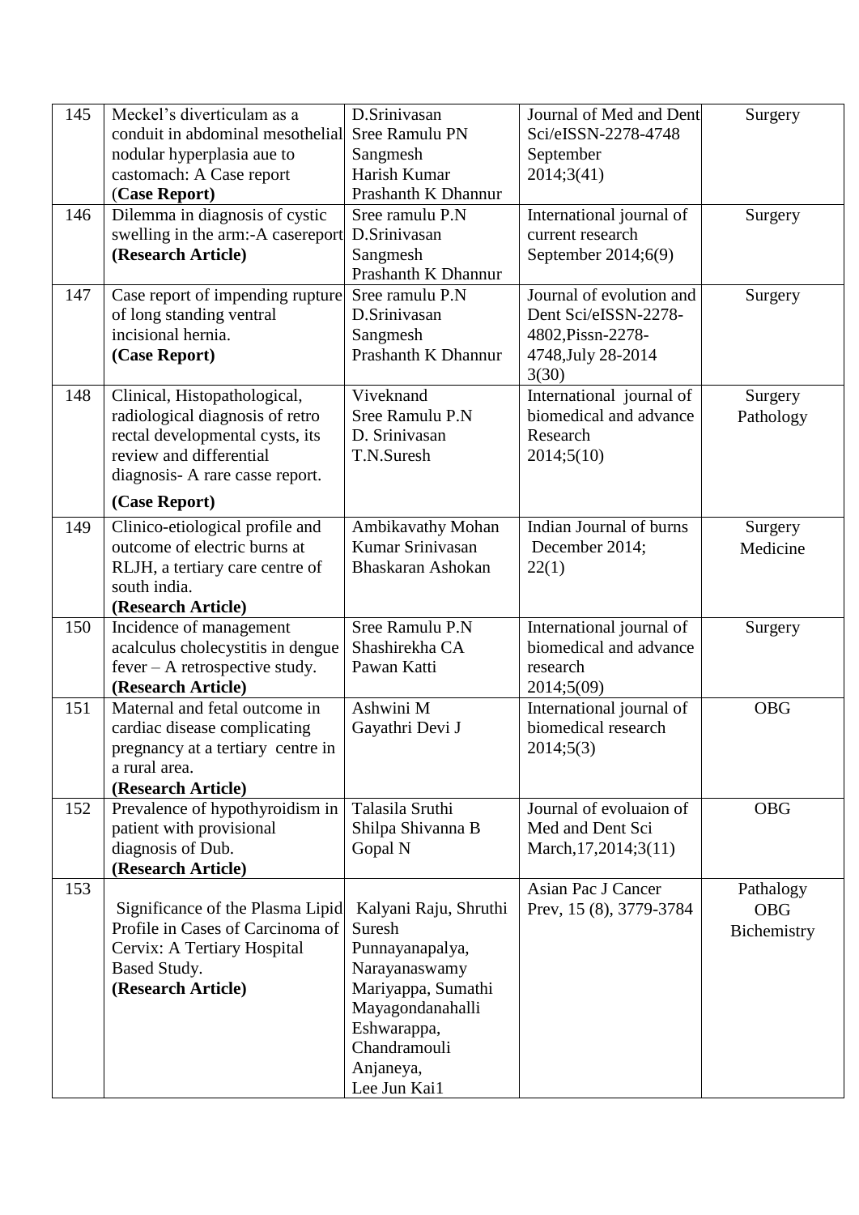| 145 | Meckel's diverticulam as a conduit in abdominal mesothelial nodular hyperplasia aue to castomach: A Case report (**Case Report**) | D.Srinivasan<br>Sree Ramulu PN<br>Sangmesh<br>Harish Kumar<br>Prashanth K Dhannur | Journal of Med and Dent Sci/eISSN-2278-4748 September 2014;3(41) | Surgery |
|---|---|---|---|---|
| 146 | Dilemma in diagnosis of cystic swelling in the arm:-A casereport **(Research Article)** | Sree ramulu P.N<br>D.Srinivasan<br>Sangmesh<br>Prashanth K Dhannur | International journal of current research September 2014;6(9) | Surgery |
| 147 | Case report of impending rupture of long standing ventral incisional hernia. **(Case Report)** | Sree ramulu P.N<br>D.Srinivasan<br>Sangmesh<br>Prashanth K Dhannur | Journal of evolution and Dent Sci/eISSN-2278-4802,Pissn-2278-4748,July 28-2014 3(30) | Surgery |
| 148 | Clinical, Histopathological, radiological diagnosis of retro rectal developmental cysts, its review and differential diagnosis- A rare casse report. **(Case Report)** | Viveknand<br>Sree Ramulu P.N<br>D. Srinivasan<br>T.N.Suresh | International journal of biomedical and advance Research 2014;5(10) | Surgery<br>Pathology |
| 149 | Clinico-etiological profile and outcome of electric burns at RLJH, a tertiary care centre of south india. **(Research Article)** | Ambikavathy Mohan<br>Kumar Srinivasan<br>Bhaskaran Ashokan | Indian Journal of burns December 2014; 22(1) | Surgery<br>Medicine |
| 150 | Incidence of management acalculus cholecystitis in dengue fever – A retrospective study. **(Research Article)** | Sree Ramulu P.N<br>Shashirekha CA<br>Pawan Katti | International journal of biomedical and advance research 2014;5(09) | Surgery |
| 151 | Maternal and fetal outcome in cardiac disease complicating pregnancy at a tertiary centre in a rural area. **(Research Article)** | Ashwini M<br>Gayathri Devi J | International journal of biomedical research 2014;5(3) | OBG |
| 152 | Prevalence of hypothyroidism in patient with provisional diagnosis of Dub. **(Research Article)** | Talasila Sruthi<br>Shilpa Shivanna B<br>Gopal N | Journal of evoluaion of Med and Dent Sci March,17,2014;3(11) | OBG |
| 153 | Significance of the Plasma Lipid Profile in Cases of Carcinoma of Cervix: A Tertiary Hospital Based Study. **(Research Article)** | Kalyani Raju, Shruthi Suresh<br>Punnayanapalya, Narayanaswamy<br>Mariyappa, Sumathi Mayagondanahalli<br>Eshwarappa, Chandramouli<br>Anjaneya,<br>Lee Jun Kai1 | Asian Pac J Cancer Prev, 15 (8), 3779-3784 | Pathalogy<br>OBG<br>Bichemistry |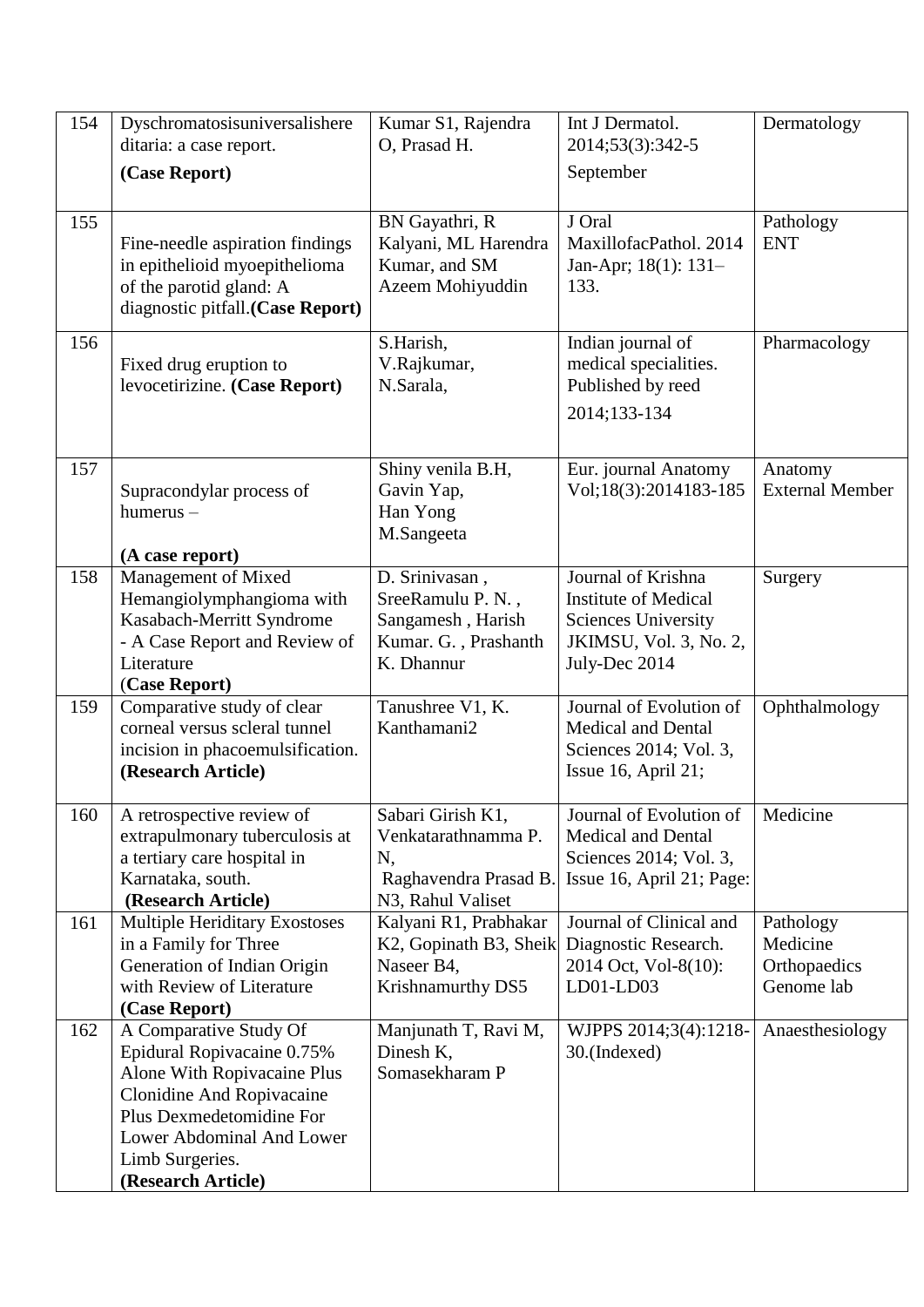| 154 | Dyschromatosisuniversalishereditaria: a case report. **(Case Report)** | Kumar S1, Rajendra O, Prasad H. | Int J Dermatol. 2014;53(3):342-5 September | Dermatology |
|---|---|---|---|---|
| 155 | Fine-needle aspiration findings in epithelioid myoepithelioma of the parotid gland: A diagnostic pitfall. **(Case Report)** | BN Gayathri, R Kalyani, ML Harendra Kumar, and SM Azeem Mohiyuddin | J Oral MaxillofacPathol. 2014 Jan-Apr; 18(1): 131–133. | Pathology ENT |
| 156 | Fixed drug eruption to levocetirizine. **(Case Report)** | S.Harish, V.Rajkumar, N.Sarala, | Indian journal of medical specialities. Published by reed 2014;133-134 | Pharmacology |
| 157 | Supracondylar process of humerus – **(A case report)** | Shiny venila B.H, Gavin Yap, Han Yong M.Sangeeta | Eur. journal Anatomy Vol;18(3):2014183-185 | Anatomy External Member |
| 158 | Management of Mixed Hemangiolymphangioma with Kasabach-Merritt Syndrome - A Case Report and Review of Literature (**Case Report)** | D. Srinivasan , SreeRamulu P. N. , Sangamesh , Harish Kumar. G. , Prashanth K. Dhannur | Journal of Krishna Institute of Medical Sciences University JKIMSU, Vol. 3, No. 2, July-Dec 2014 | Surgery |
| 159 | Comparative study of clear corneal versus scleral tunnel incision in phacoemulsification. **(Research Article)** | Tanushree V1, K. Kanthamani2 | Journal of Evolution of Medical and Dental Sciences 2014; Vol. 3, Issue 16, April 21; | Ophthalmology |
| 160 | A retrospective review of extrapulmonary tuberculosis at a tertiary care hospital in Karnataka, south. **(Research Article)** | Sabari Girish K1, Venkatarathnamma P. N, Raghavendra Prasad B. N3, Rahul Valiset | Journal of Evolution of Medical and Dental Sciences 2014; Vol. 3, Issue 16, April 21; Page: | Medicine |
| 161 | Multiple Heriditary Exostoses in a Family for Three Generation of Indian Origin with Review of Literature **(Case Report)** | Kalyani R1, Prabhakar K2, Gopinath B3, Sheik Naseer B4, Krishnamurthy DS5 | Journal of Clinical and Diagnostic Research. 2014 Oct, Vol-8(10): LD01-LD03 | Pathology Medicine Orthopaedics Genome lab |
| 162 | A Comparative Study Of Epidural Ropivacaine 0.75% Alone With Ropivacaine Plus Clonidine And Ropivacaine Plus Dexmedetomidine For Lower Abdominal And Lower Limb Surgeries. **(Research Article)** | Manjunath T, Ravi M, Dinesh K, Somasekharam P | WJPPS 2014;3(4):1218-30.(Indexed) | Anaesthesiology |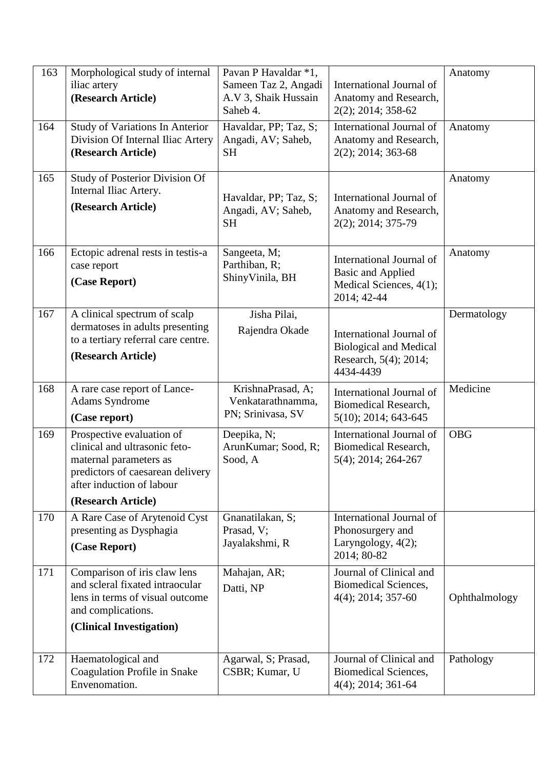| 163 | Morphological study of internal iliac artery **(Research Article)** | Pavan P Havaldar *1, Sameen Taz 2, Angadi A.V 3, Shaik Hussain Saheb 4. | International Journal of Anatomy and Research, 2(2); 2014; 358-62 | Anatomy |
|---|---|---|---|---|
| 164 | Study of Variations In Anterior Division Of Internal Iliac Artery **(Research Article)** | Havaldar, PP; Taz, S; Angadi, AV; Saheb, SH | International Journal of Anatomy and Research, 2(2); 2014; 363-68 | Anatomy |
| 165 | Study of Posterior Division Of Internal Iliac Artery. **(Research Article)** | Havaldar, PP; Taz, S; Angadi, AV; Saheb, SH | International Journal of Anatomy and Research, 2(2); 2014; 375-79 | Anatomy |
| 166 | Ectopic adrenal rests in testis-a case report **(Case Report)** | Sangeeta, M; Parthiban, R; ShinyVinila, BH | International Journal of Basic and Applied Medical Sciences, 4(1); 2014; 42-44 | Anatomy |
| 167 | A clinical spectrum of scalp dermatoses in adults presenting to a tertiary referral care centre. **(Research Article)** | Jisha Pilai, Rajendra Okade | International Journal of Biological and Medical Research, 5(4); 2014; 4434-4439 | Dermatology |
| 168 | A rare case report of Lance-Adams Syndrome **(Case report)** | KrishnaPrasad, A; Venkatarathnamma, PN; Srinivasa, SV | International Journal of Biomedical Research, 5(10); 2014; 643-645 | Medicine |
| 169 | Prospective evaluation of clinical and ultrasonic feto-maternal parameters as predictors of caesarean delivery after induction of labour **(Research Article)** | Deepika, N; ArunKumar; Sood, R; Sood, A | International Journal of Biomedical Research, 5(4); 2014; 264-267 | OBG |
| 170 | A Rare Case of Arytenoid Cyst presenting as Dysphagia **(Case Report)** | Gnanatilakan, S; Prasad, V; Jayalakshmi, R | International Journal of Phonosurgery and Laryngology, 4(2); 2014; 80-82 | |
| 171 | Comparison of iris claw lens and scleral fixated intraocular lens in terms of visual outcome and complications. **(Clinical Investigation)** | Mahajan, AR; Datti, NP | Journal of Clinical and Biomedical Sciences, 4(4); 2014; 357-60 | Ophthalmology |
| 172 | Haematological and Coagulation Profile in Snake Envenomation. | Agarwal, S; Prasad, CSBR; Kumar, U | Journal of Clinical and Biomedical Sciences, 4(4); 2014; 361-64 | Pathology |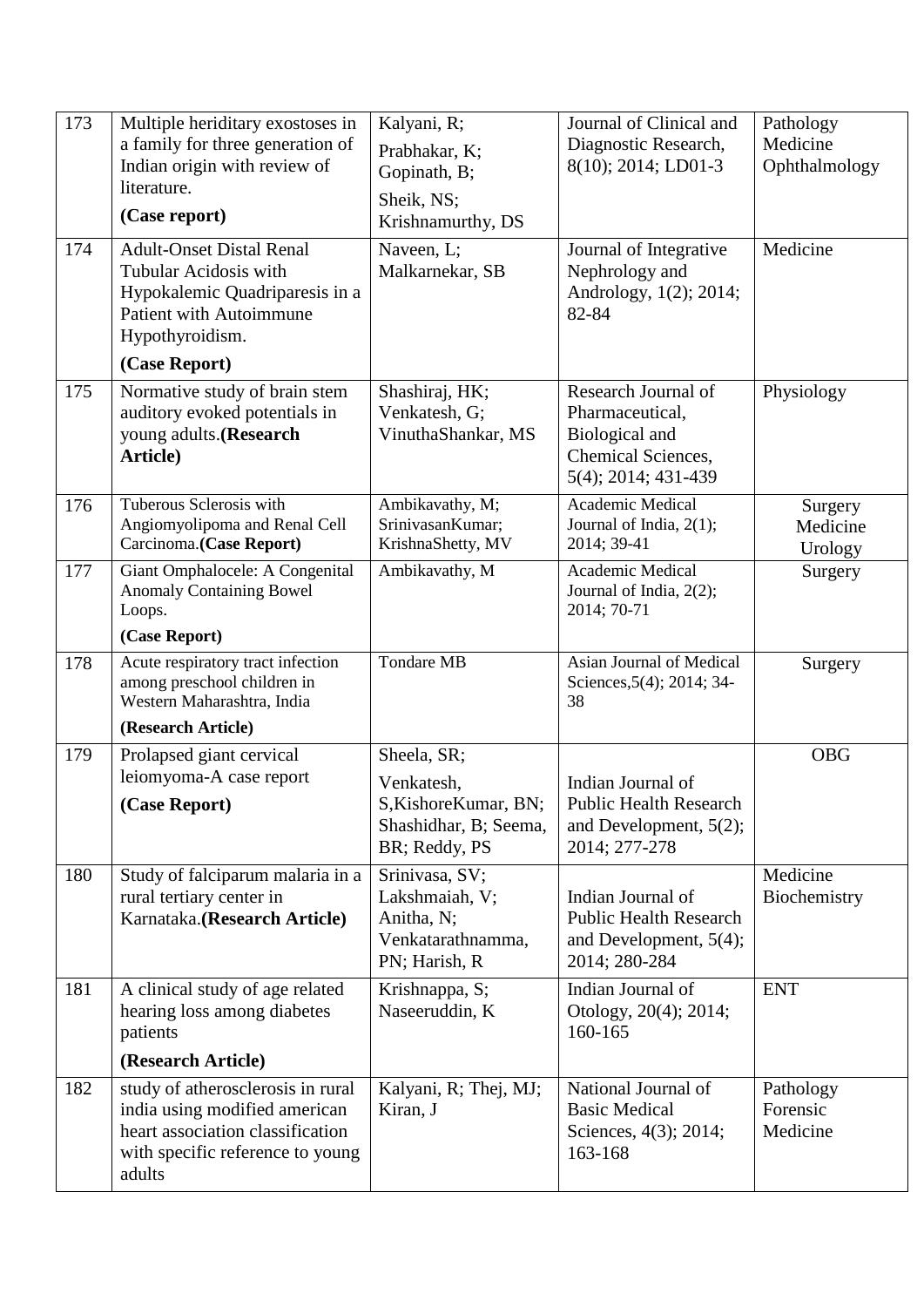| 173 | Multiple heriditary exostoses in a family for three generation of Indian origin with review of literature. **(Case report)** | Kalyani, R; Prabhakar, K; Gopinath, B; Sheik, NS; Krishnamurthy, DS | Journal of Clinical and Diagnostic Research, 8(10); 2014; LD01-3 | Pathology Medicine Ophthalmology |
|---|---|---|---|---|
| 174 | Adult-Onset Distal Renal Tubular Acidosis with Hypokalemic Quadriparesis in a Patient with Autoimmune Hypothyroidism. **(Case Report)** | Naveen, L; Malkarnekar, SB | Journal of Integrative Nephrology and Andrology, 1(2); 2014; 82-84 | Medicine |
| 175 | Normative study of brain stem auditory evoked potentials in young adults.**(Research Article)** | Shashiraj, HK; Venkatesh, G; VinuthaShankar, MS | Research Journal of Pharmaceutical, Biological and Chemical Sciences, 5(4); 2014; 431-439 | Physiology |
| 176 | Tuberous Sclerosis with Angiomyolipoma and Renal Cell Carcinoma.**(Case Report)** | Ambikavathy, M; SrinivasanKumar; KrishnaShetty, MV | Academic Medical Journal of India, 2(1); 2014; 39-41 | Surgery Medicine Urology |
| 177 | Giant Omphalocele: A Congenital Anomaly Containing Bowel Loops. **(Case Report)** | Ambikavathy, M | Academic Medical Journal of India, 2(2); 2014; 70-71 | Surgery |
| 178 | Acute respiratory tract infection among preschool children in Western Maharashtra, India **(Research Article)** | Tondare MB | Asian Journal of Medical Sciences,5(4); 2014; 34-38 | Surgery |
| 179 | Prolapsed giant cervical leiomyoma-A case report **(Case Report)** | Sheela, SR; Venkatesh, S,KishoreKumar, BN; Shashidhar, B; Seema, BR; Reddy, PS | Indian Journal of Public Health Research and Development, 5(2); 2014; 277-278 | OBG |
| 180 | Study of falciparum malaria in a rural tertiary center in Karnataka.**(Research Article)** | Srinivasa, SV; Lakshmaiah, V; Anitha, N; Venkatarathnamma, PN; Harish, R | Indian Journal of Public Health Research and Development, 5(4); 2014; 280-284 | Medicine Biochemistry |
| 181 | A clinical study of age related hearing loss among diabetes patients **(Research Article)** | Krishnappa, S; Naseeruddin, K | Indian Journal of Otology, 20(4); 2014; 160-165 | ENT |
| 182 | study of atherosclerosis in rural india using modified american heart association classification with specific reference to young adults | Kalyani, R; Thej, MJ; Kiran, J | National Journal of Basic Medical Sciences, 4(3); 2014; 163-168 | Pathology Forensic Medicine |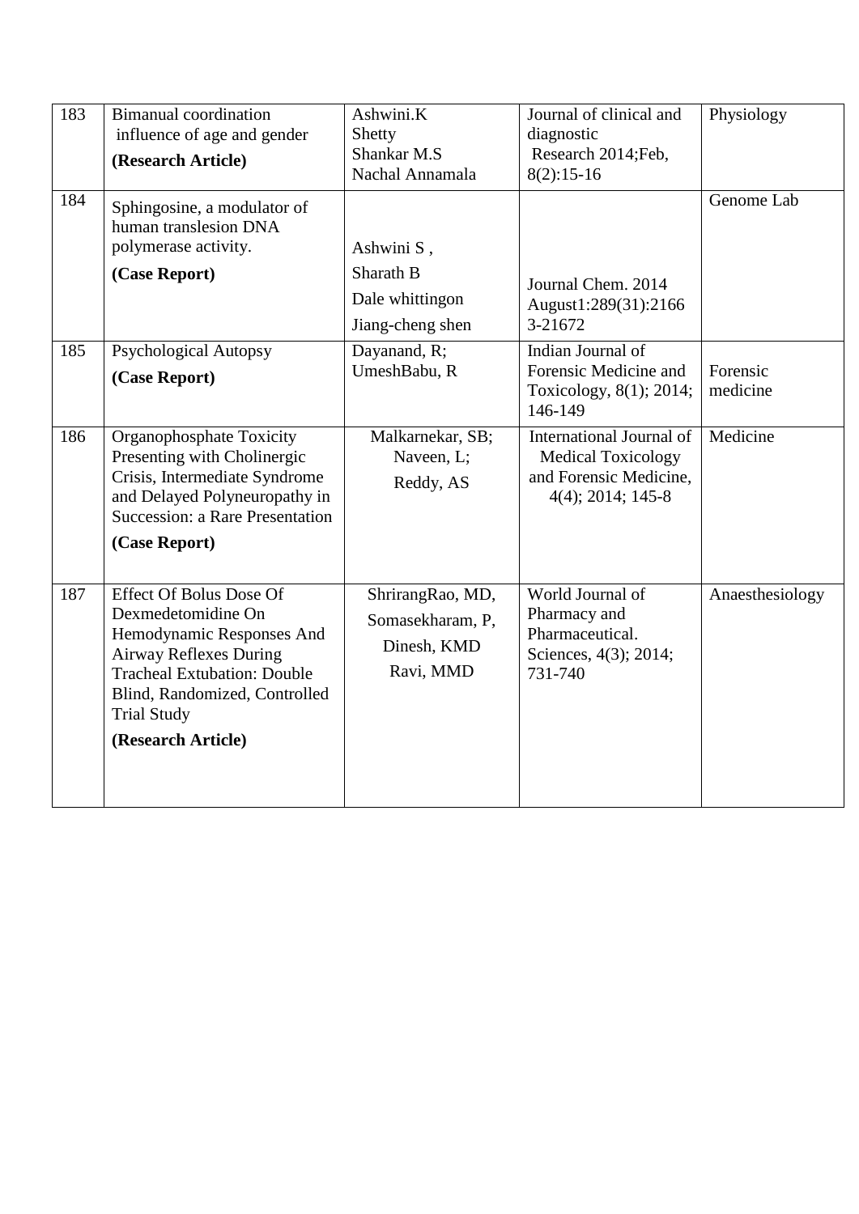| | | | | |
|---|---|---|---|---|
| 183 | Bimanual coordination influence of age and gender **(Research Article)** | Ashwini.K Shetty Shankar M.S Nachal Annamala | Journal of clinical and diagnostic Research 2014;Feb, 8(2):15-16 | Physiology |
| 184 | Sphingosine, a modulator of human translesion DNA polymerase activity. **(Case Report)** | Ashwini S , Sharath B Dale whittingon Jiang-cheng shen | Journal Chem. 2014 August1:289(31):2166 3-21672 | Genome Lab |
| 185 | Psychological Autopsy **(Case Report)** | Dayanand, R; UmeshBabu, R | Indian Journal of Forensic Medicine and Toxicology, 8(1); 2014; 146-149 | Forensic medicine |
| 186 | Organophosphate Toxicity Presenting with Cholinergic Crisis, Intermediate Syndrome and Delayed Polyneuropathy in Succession: a Rare Presentation **(Case Report)** | Malkarnekar, SB; Naveen, L; Reddy, AS | International Journal of Medical Toxicology and Forensic Medicine, 4(4); 2014; 145-8 | Medicine |
| 187 | Effect Of Bolus Dose Of Dexmedetomidine On Hemodynamic Responses And Airway Reflexes During Tracheal Extubation: Double Blind, Randomized, Controlled Trial Study **(Research Article)** | ShrirangRao, MD, Somasekharam, P, Dinesh, KMD Ravi, MMD | World Journal of Pharmacy and Pharmaceutical. Sciences, 4(3); 2014; 731-740 | Anaesthesiology |